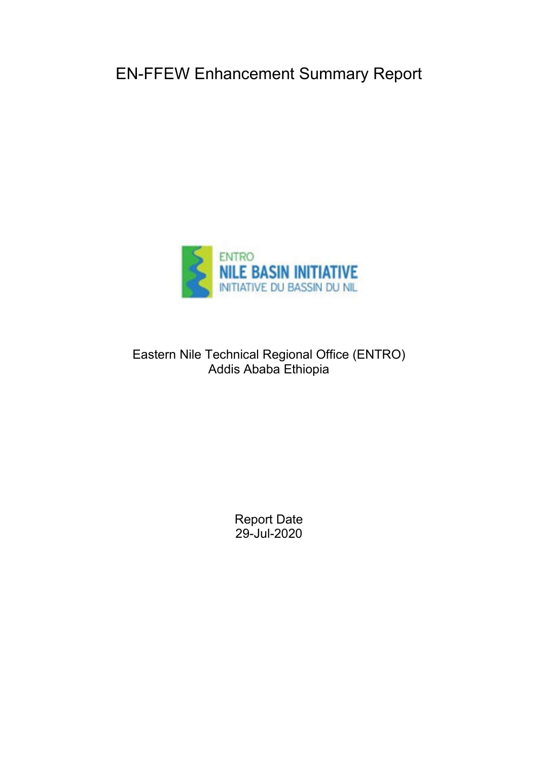# EN-FFEW Enhancement Summary Report

ENTRO
NILE BASIN INITIATIVE
INITIATIVE DU BASSIN DU NIL

Eastern Nile Technical Regional Office (ENTRO)
Addis Ababa Ethiopia

Report Date
29-Jul-2020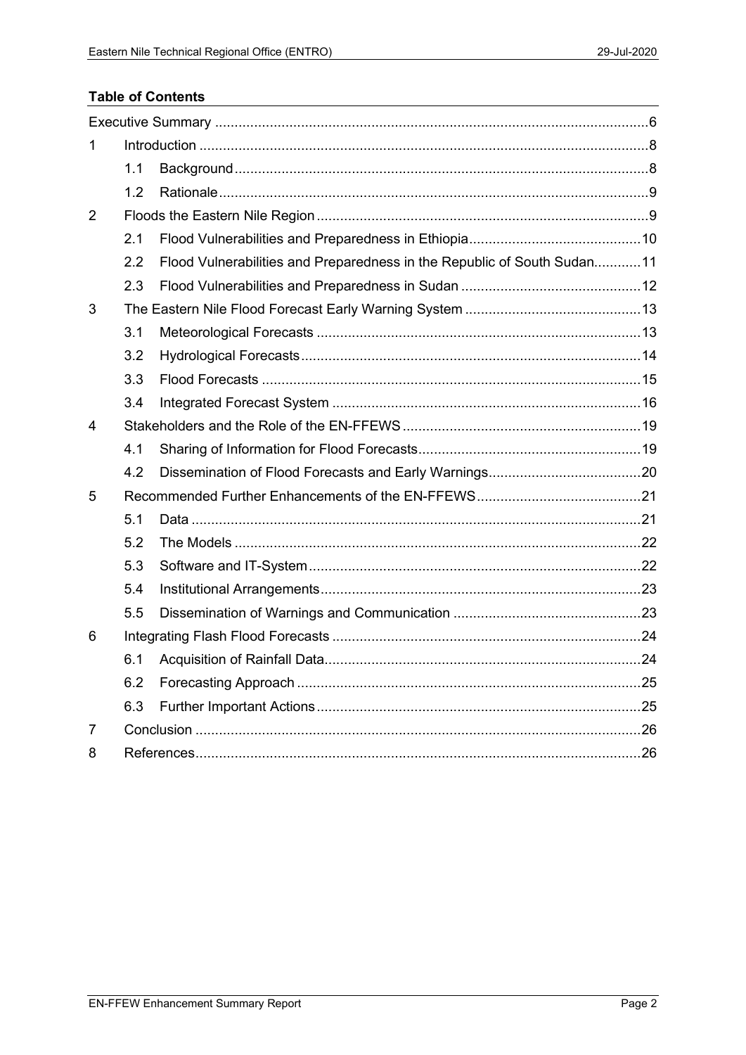## Table of Contents

| | | | |
|---|---|---|---|
| Executive Summary | | | 6 |
| 1 | Introduction | | 8 |
| | 1.1 | Background | 8 |
| | 1.2 | Rationale | 9 |
| 2 | Floods the Eastern Nile Region | | 9 |
| | 2.1 | Flood Vulnerabilities and Preparedness in Ethiopia | 10 |
| | 2.2 | Flood Vulnerabilities and Preparedness in the Republic of South Sudan | 11 |
| | 2.3 | Flood Vulnerabilities and Preparedness in Sudan | 12 |
| 3 | The Eastern Nile Flood Forecast Early Warning System | | 13 |
| | 3.1 | Meteorological Forecasts | 13 |
| | 3.2 | Hydrological Forecasts | 14 |
| | 3.3 | Flood Forecasts | 15 |
| | 3.4 | Integrated Forecast System | 16 |
| 4 | Stakeholders and the Role of the EN-FFEWS | | 19 |
| | 4.1 | Sharing of Information for Flood Forecasts | 19 |
| | 4.2 | Dissemination of Flood Forecasts and Early Warnings | 20 |
| 5 | Recommended Further Enhancements of the EN-FFEWS | | 21 |
| | 5.1 | Data | 21 |
| | 5.2 | The Models | 22 |
| | 5.3 | Software and IT-System | 22 |
| | 5.4 | Institutional Arrangements | 23 |
| | 5.5 | Dissemination of Warnings and Communication | 23 |
| 6 | Integrating Flash Flood Forecasts | | 24 |
| | 6.1 | Acquisition of Rainfall Data | 24 |
| | 6.2 | Forecasting Approach | 25 |
| | 6.3 | Further Important Actions | 25 |
| 7 | Conclusion | | 26 |
| 8 | References | | 26 |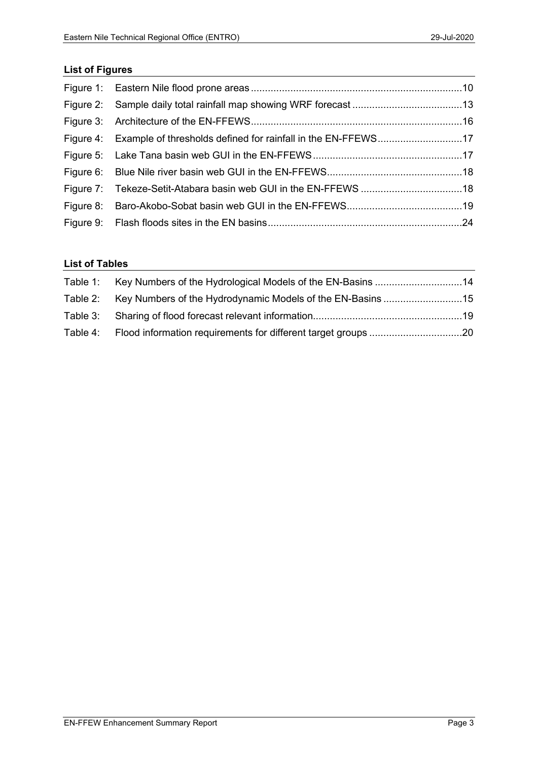## List of Figures

| | | |
|---|---|---|
| Figure 1: | Eastern Nile flood prone areas | 10 |
| Figure 2: | Sample daily total rainfall map showing WRF forecast | 13 |
| Figure 3: | Architecture of the EN-FFEWS | 16 |
| Figure 4: | Example of thresholds defined for rainfall in the EN-FFEWS | 17 |
| Figure 5: | Lake Tana basin web GUI in the EN-FFEWS | 17 |
| Figure 6: | Blue Nile river basin web GUI in the EN-FFEWS | 18 |
| Figure 7: | Tekeze-Setit-Atabara basin web GUI in the EN-FFEWS | 18 |
| Figure 8: | Baro-Akobo-Sobat basin web GUI in the EN-FFEWS | 19 |
| Figure 9: | Flash floods sites in the EN basins | 24 |

## List of Tables

| | | |
|---|---|---|
| Table 1: | Key Numbers of the Hydrological Models of the EN-Basins | 14 |
| Table 2: | Key Numbers of the Hydrodynamic Models of the EN-Basins | 15 |
| Table 3: | Sharing of flood forecast relevant information | 19 |
| Table 4: | Flood information requirements for different target groups | 20 |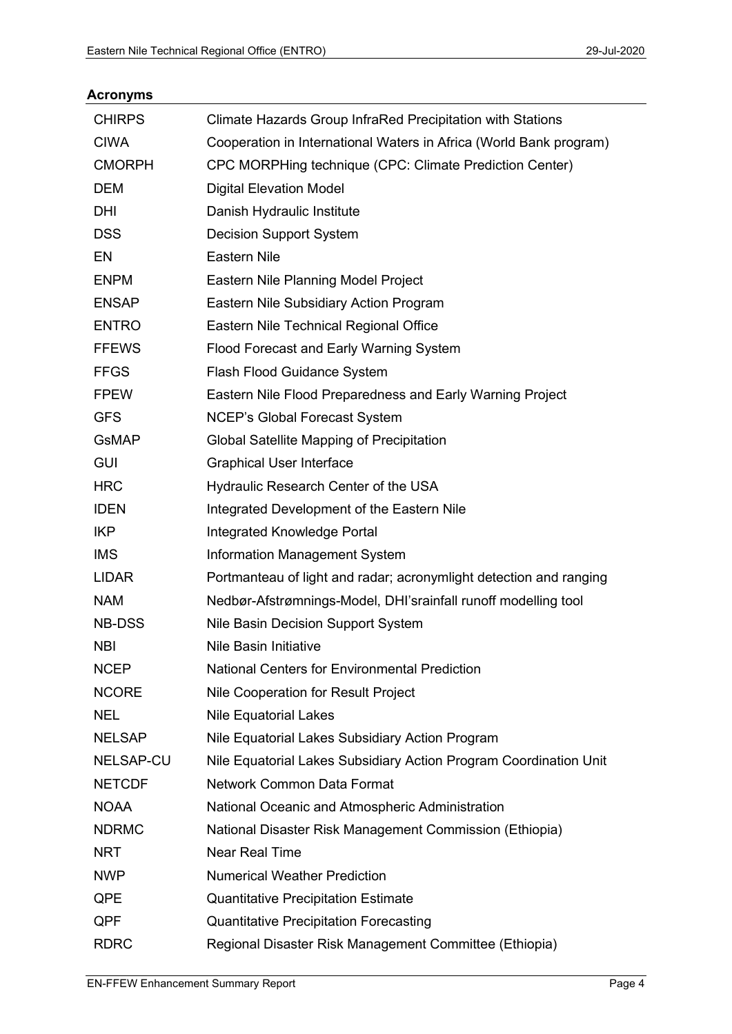**Acronyms**

| | |
|---|---|
| CHIRPS | Climate Hazards Group InfraRed Precipitation with Stations |
| CIWA | Cooperation in International Waters in Africa (World Bank program) |
| CMORPH | CPC MORPHing technique (CPC: Climate Prediction Center) |
| DEM | Digital Elevation Model |
| DHI | Danish Hydraulic Institute |
| DSS | Decision Support System |
| EN | Eastern Nile |
| ENPM | Eastern Nile Planning Model Project |
| ENSAP | Eastern Nile Subsidiary Action Program |
| ENTRO | Eastern Nile Technical Regional Office |
| FFEWS | Flood Forecast and Early Warning System |
| FFGS | Flash Flood Guidance System |
| FPEW | Eastern Nile Flood Preparedness and Early Warning Project |
| GFS | NCEP's Global Forecast System |
| GsMAP | Global Satellite Mapping of Precipitation |
| GUI | Graphical User Interface |
| HRC | Hydraulic Research Center of the USA |
| IDEN | Integrated Development of the Eastern Nile |
| IKP | Integrated Knowledge Portal |
| IMS | Information Management System |
| LIDAR | Portmanteau of light and radar; acronymlight detection and ranging |
| NAM | Nedbør-Afstrømnings-Model, DHI'srainfall runoff modelling tool |
| NB-DSS | Nile Basin Decision Support System |
| NBI | Nile Basin Initiative |
| NCEP | National Centers for Environmental Prediction |
| NCORE | Nile Cooperation for Result Project |
| NEL | Nile Equatorial Lakes |
| NELSAP | Nile Equatorial Lakes Subsidiary Action Program |
| NELSAP-CU | Nile Equatorial Lakes Subsidiary Action Program Coordination Unit |
| NETCDF | Network Common Data Format |
| NOAA | National Oceanic and Atmospheric Administration |
| NDRMC | National Disaster Risk Management Commission (Ethiopia) |
| NRT | Near Real Time |
| NWP | Numerical Weather Prediction |
| QPE | Quantitative Precipitation Estimate |
| QPF | Quantitative Precipitation Forecasting |
| RDRC | Regional Disaster Risk Management Committee (Ethiopia) |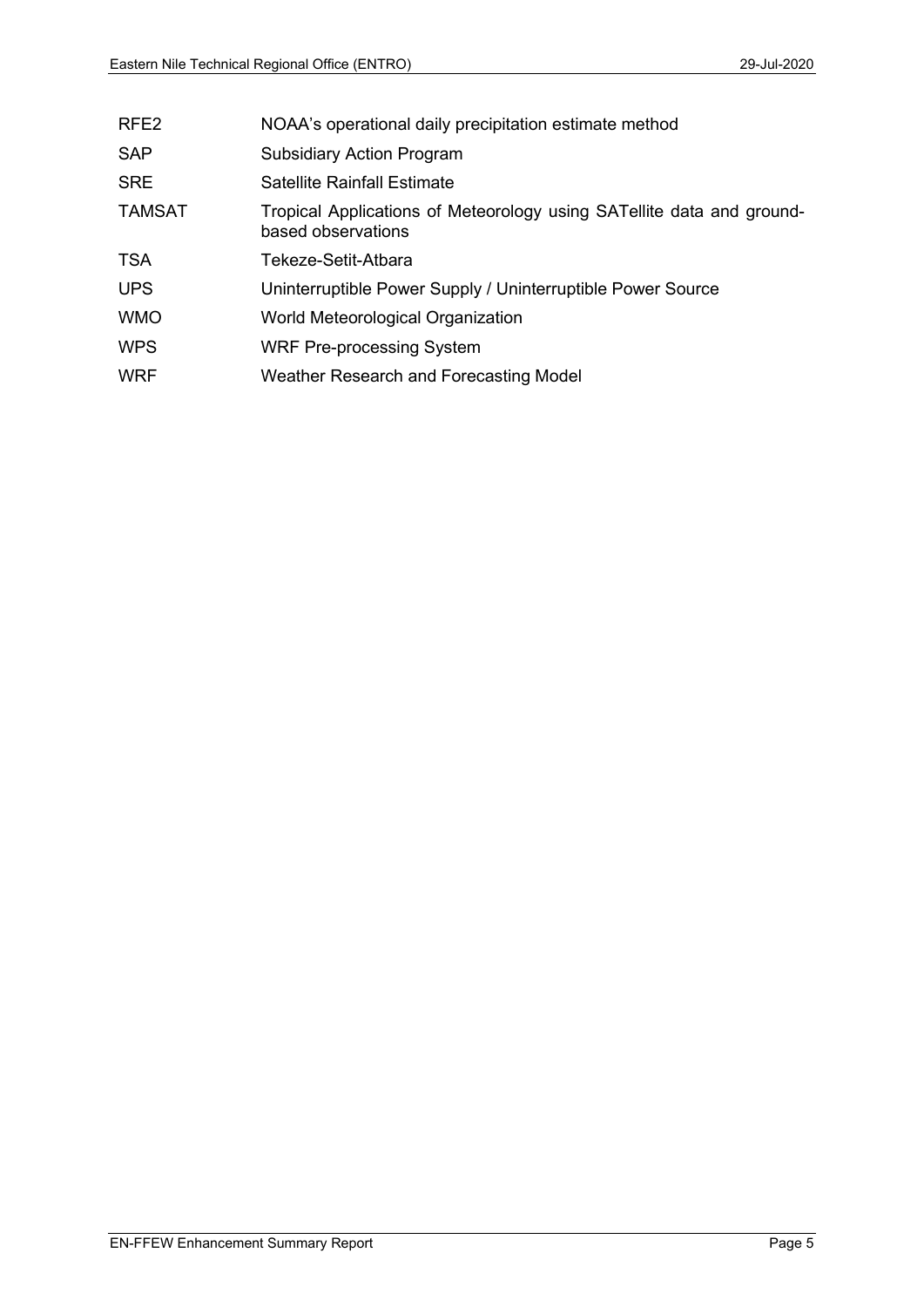| | |
|---|---|
| RFE2 | NOAA's operational daily precipitation estimate method |
| SAP | Subsidiary Action Program |
| SRE | Satellite Rainfall Estimate |
| TAMSAT | Tropical Applications of Meteorology using SATellite data and ground-based observations |
| TSA | Tekeze-Setit-Atbara |
| UPS | Uninterruptible Power Supply / Uninterruptible Power Source |
| WMO | World Meteorological Organization |
| WPS | WRF Pre-processing System |
| WRF | Weather Research and Forecasting Model |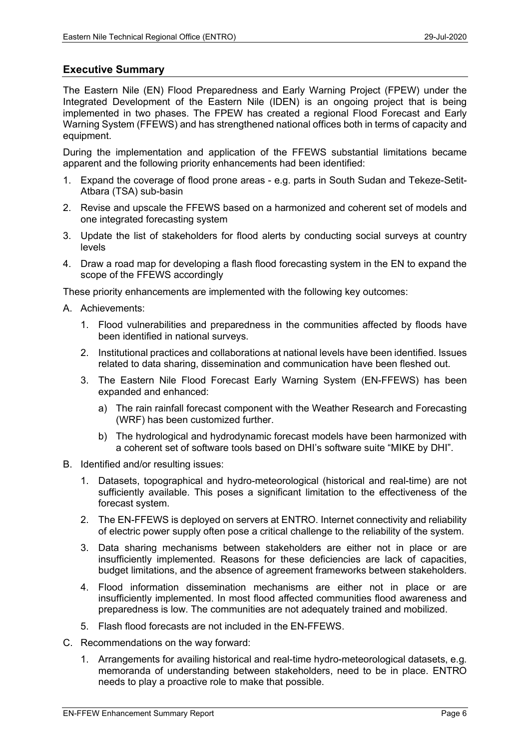## Executive Summary

The Eastern Nile (EN) Flood Preparedness and Early Warning Project (FPEW) under the Integrated Development of the Eastern Nile (IDEN) is an ongoing project that is being implemented in two phases. The FPEW has created a regional Flood Forecast and Early Warning System (FFEWS) and has strengthened national offices both in terms of capacity and equipment.

During the implementation and application of the FFEWS substantial limitations became apparent and the following priority enhancements had been identified:

1. Expand the coverage of flood prone areas - e.g. parts in South Sudan and Tekeze-Setit-Atbara (TSA) sub-basin
2. Revise and upscale the FFEWS based on a harmonized and coherent set of models and one integrated forecasting system
3. Update the list of stakeholders for flood alerts by conducting social surveys at country levels
4. Draw a road map for developing a flash flood forecasting system in the EN to expand the scope of the FFEWS accordingly

These priority enhancements are implemented with the following key outcomes:

A. Achievements:
   1. Flood vulnerabilities and preparedness in the communities affected by floods have been identified in national surveys.
   2. Institutional practices and collaborations at national levels have been identified. Issues related to data sharing, dissemination and communication have been fleshed out.
   3. The Eastern Nile Flood Forecast Early Warning System (EN-FFEWS) has been expanded and enhanced:
      a) The rain rainfall forecast component with the Weather Research and Forecasting (WRF) has been customized further.
      b) The hydrological and hydrodynamic forecast models have been harmonized with a coherent set of software tools based on DHI's software suite "MIKE by DHI".

B. Identified and/or resulting issues:
   1. Datasets, topographical and hydro-meteorological (historical and real-time) are not sufficiently available. This poses a significant limitation to the effectiveness of the forecast system.
   2. The EN-FFEWS is deployed on servers at ENTRO. Internet connectivity and reliability of electric power supply often pose a critical challenge to the reliability of the system.
   3. Data sharing mechanisms between stakeholders are either not in place or are insufficiently implemented. Reasons for these deficiencies are lack of capacities, budget limitations, and the absence of agreement frameworks between stakeholders.
   4. Flood information dissemination mechanisms are either not in place or are insufficiently implemented. In most flood affected communities flood awareness and preparedness is low. The communities are not adequately trained and mobilized.
   5. Flash flood forecasts are not included in the EN-FFEWS.

C. Recommendations on the way forward:
   1. Arrangements for availing historical and real-time hydro-meteorological datasets, e.g. memoranda of understanding between stakeholders, need to be in place. ENTRO needs to play a proactive role to make that possible.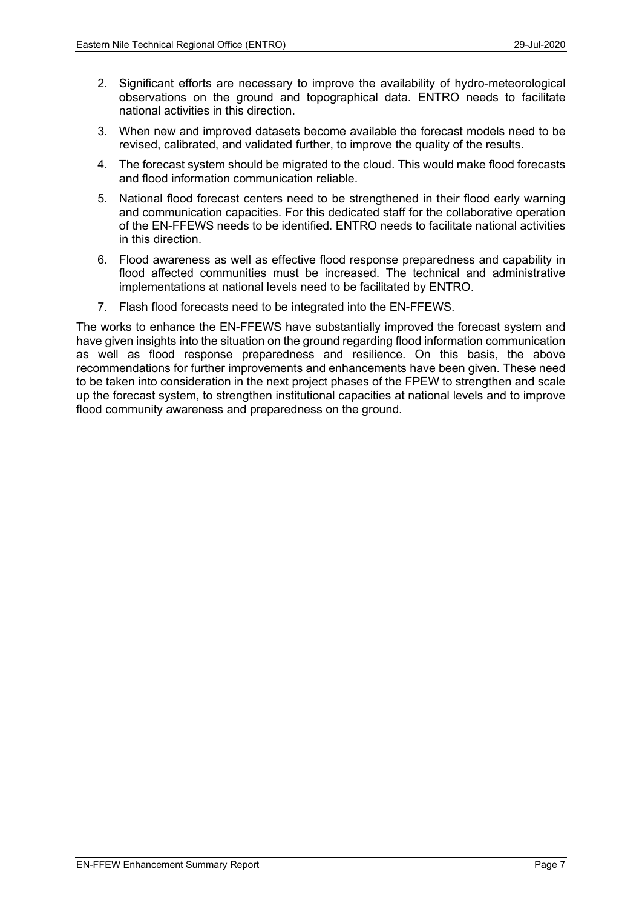2. Significant efforts are necessary to improve the availability of hydro-meteorological observations on the ground and topographical data. ENTRO needs to facilitate national activities in this direction.
3. When new and improved datasets become available the forecast models need to be revised, calibrated, and validated further, to improve the quality of the results.
4. The forecast system should be migrated to the cloud. This would make flood forecasts and flood information communication reliable.
5. National flood forecast centers need to be strengthened in their flood early warning and communication capacities. For this dedicated staff for the collaborative operation of the EN-FFEWS needs to be identified. ENTRO needs to facilitate national activities in this direction.
6. Flood awareness as well as effective flood response preparedness and capability in flood affected communities must be increased. The technical and administrative implementations at national levels need to be facilitated by ENTRO.
7. Flash flood forecasts need to be integrated into the EN-FFEWS.

The works to enhance the EN-FFEWS have substantially improved the forecast system and have given insights into the situation on the ground regarding flood information communication as well as flood response preparedness and resilience. On this basis, the above recommendations for further improvements and enhancements have been given. These need to be taken into consideration in the next project phases of the FPEW to strengthen and scale up the forecast system, to strengthen institutional capacities at national levels and to improve flood community awareness and preparedness on the ground.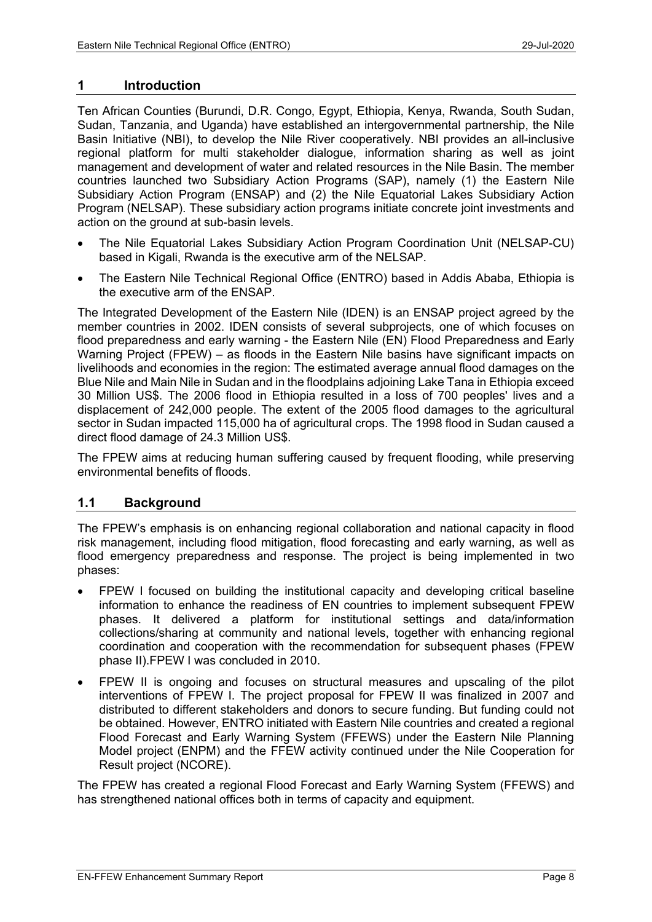# 1 Introduction

Ten African Counties (Burundi, D.R. Congo, Egypt, Ethiopia, Kenya, Rwanda, South Sudan, Sudan, Tanzania, and Uganda) have established an intergovernmental partnership, the Nile Basin Initiative (NBI), to develop the Nile River cooperatively. NBI provides an all-inclusive regional platform for multi stakeholder dialogue, information sharing as well as joint management and development of water and related resources in the Nile Basin. The member countries launched two Subsidiary Action Programs (SAP), namely (1) the Eastern Nile Subsidiary Action Program (ENSAP) and (2) the Nile Equatorial Lakes Subsidiary Action Program (NELSAP). These subsidiary action programs initiate concrete joint investments and action on the ground at sub-basin levels.

- The Nile Equatorial Lakes Subsidiary Action Program Coordination Unit (NELSAP-CU) based in Kigali, Rwanda is the executive arm of the NELSAP.
- The Eastern Nile Technical Regional Office (ENTRO) based in Addis Ababa, Ethiopia is the executive arm of the ENSAP.

The Integrated Development of the Eastern Nile (IDEN) is an ENSAP project agreed by the member countries in 2002. IDEN consists of several subprojects, one of which focuses on flood preparedness and early warning - the Eastern Nile (EN) Flood Preparedness and Early Warning Project (FPEW) – as floods in the Eastern Nile basins have significant impacts on livelihoods and economies in the region: The estimated average annual flood damages on the Blue Nile and Main Nile in Sudan and in the floodplains adjoining Lake Tana in Ethiopia exceed 30 Million US$. The 2006 flood in Ethiopia resulted in a loss of 700 peoples' lives and a displacement of 242,000 people. The extent of the 2005 flood damages to the agricultural sector in Sudan impacted 115,000 ha of agricultural crops. The 1998 flood in Sudan caused a direct flood damage of 24.3 Million US$.

The FPEW aims at reducing human suffering caused by frequent flooding, while preserving environmental benefits of floods.

## 1.1 Background

The FPEW's emphasis is on enhancing regional collaboration and national capacity in flood risk management, including flood mitigation, flood forecasting and early warning, as well as flood emergency preparedness and response. The project is being implemented in two phases:

- FPEW I focused on building the institutional capacity and developing critical baseline information to enhance the readiness of EN countries to implement subsequent FPEW phases. It delivered a platform for institutional settings and data/information collections/sharing at community and national levels, together with enhancing regional coordination and cooperation with the recommendation for subsequent phases (FPEW phase II).FPEW I was concluded in 2010.
- FPEW II is ongoing and focuses on structural measures and upscaling of the pilot interventions of FPEW I. The project proposal for FPEW II was finalized in 2007 and distributed to different stakeholders and donors to secure funding. But funding could not be obtained. However, ENTRO initiated with Eastern Nile countries and created a regional Flood Forecast and Early Warning System (FFEWS) under the Eastern Nile Planning Model project (ENPM) and the FFEW activity continued under the Nile Cooperation for Result project (NCORE).

The FPEW has created a regional Flood Forecast and Early Warning System (FFEWS) and has strengthened national offices both in terms of capacity and equipment.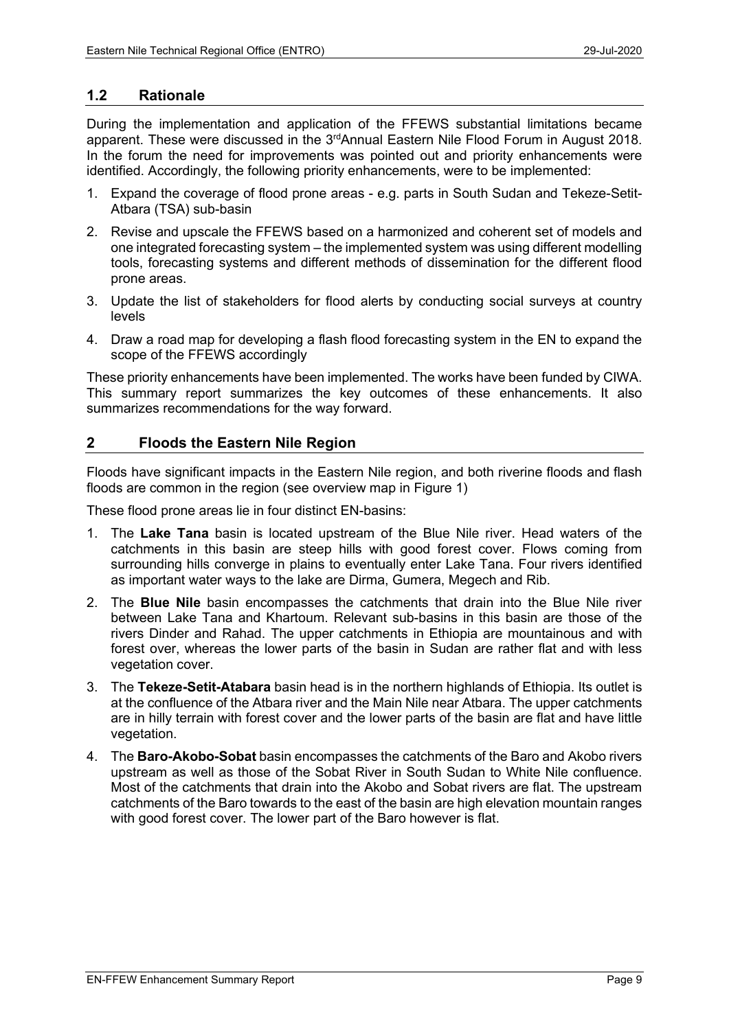## 1.2 Rationale

During the implementation and application of the FFEWS substantial limitations became apparent. These were discussed in the 3rdAnnual Eastern Nile Flood Forum in August 2018. In the forum the need for improvements was pointed out and priority enhancements were identified. Accordingly, the following priority enhancements, were to be implemented:

1. Expand the coverage of flood prone areas - e.g. parts in South Sudan and Tekeze-Setit-Atbara (TSA) sub-basin
2. Revise and upscale the FFEWS based on a harmonized and coherent set of models and one integrated forecasting system – the implemented system was using different modelling tools, forecasting systems and different methods of dissemination for the different flood prone areas.
3. Update the list of stakeholders for flood alerts by conducting social surveys at country levels
4. Draw a road map for developing a flash flood forecasting system in the EN to expand the scope of the FFEWS accordingly

These priority enhancements have been implemented. The works have been funded by CIWA. This summary report summarizes the key outcomes of these enhancements. It also summarizes recommendations for the way forward.

# 2 Floods the Eastern Nile Region

Floods have significant impacts in the Eastern Nile region, and both riverine floods and flash floods are common in the region (see overview map in Figure 1)

These flood prone areas lie in four distinct EN-basins:

1. The **Lake Tana** basin is located upstream of the Blue Nile river. Head waters of the catchments in this basin are steep hills with good forest cover. Flows coming from surrounding hills converge in plains to eventually enter Lake Tana. Four rivers identified as important water ways to the lake are Dirma, Gumera, Megech and Rib.
2. The **Blue Nile** basin encompasses the catchments that drain into the Blue Nile river between Lake Tana and Khartoum. Relevant sub-basins in this basin are those of the rivers Dinder and Rahad. The upper catchments in Ethiopia are mountainous and with forest over, whereas the lower parts of the basin in Sudan are rather flat and with less vegetation cover.
3. The **Tekeze-Setit-Atabara** basin head is in the northern highlands of Ethiopia. Its outlet is at the confluence of the Atbara river and the Main Nile near Atbara. The upper catchments are in hilly terrain with forest cover and the lower parts of the basin are flat and have little vegetation.
4. The **Baro-Akobo-Sobat** basin encompasses the catchments of the Baro and Akobo rivers upstream as well as those of the Sobat River in South Sudan to White Nile confluence. Most of the catchments that drain into the Akobo and Sobat rivers are flat. The upstream catchments of the Baro towards to the east of the basin are high elevation mountain ranges with good forest cover. The lower part of the Baro however is flat.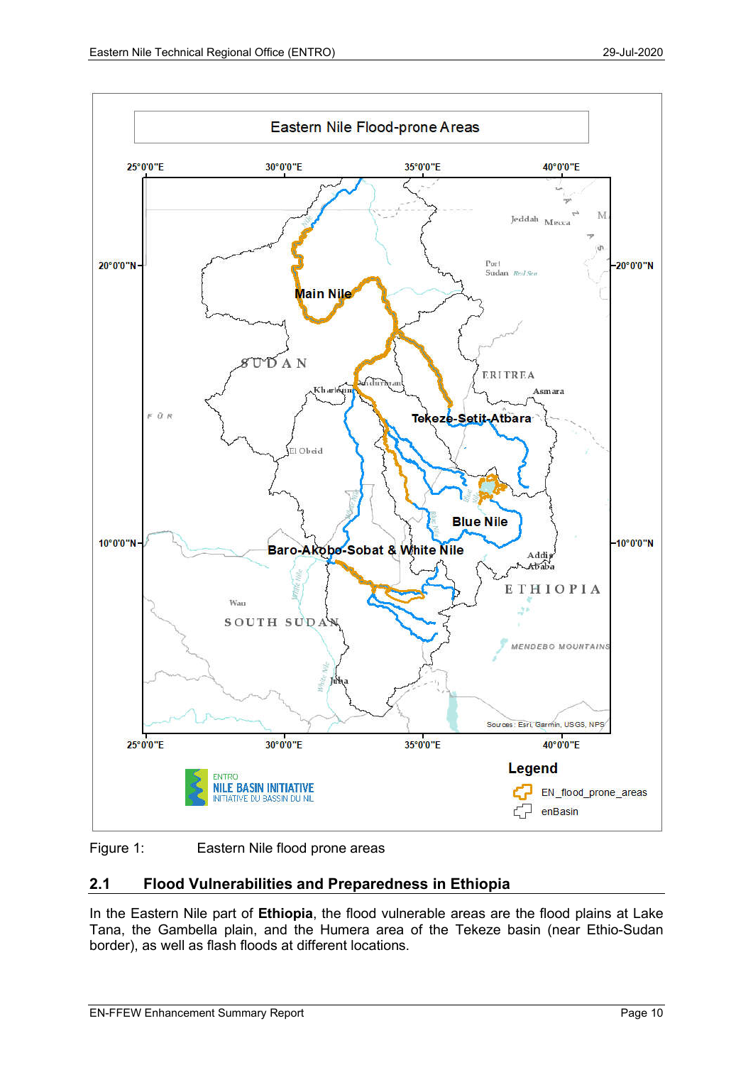Figure 1: Eastern Nile flood prone areas

## 2.1 Flood Vulnerabilities and Preparedness in Ethiopia

In the Eastern Nile part of **Ethiopia**, the flood vulnerable areas are the flood plains at Lake Tana, the Gambella plain, and the Humera area of the Tekeze basin (near Ethio-Sudan border), as well as flash floods at different locations.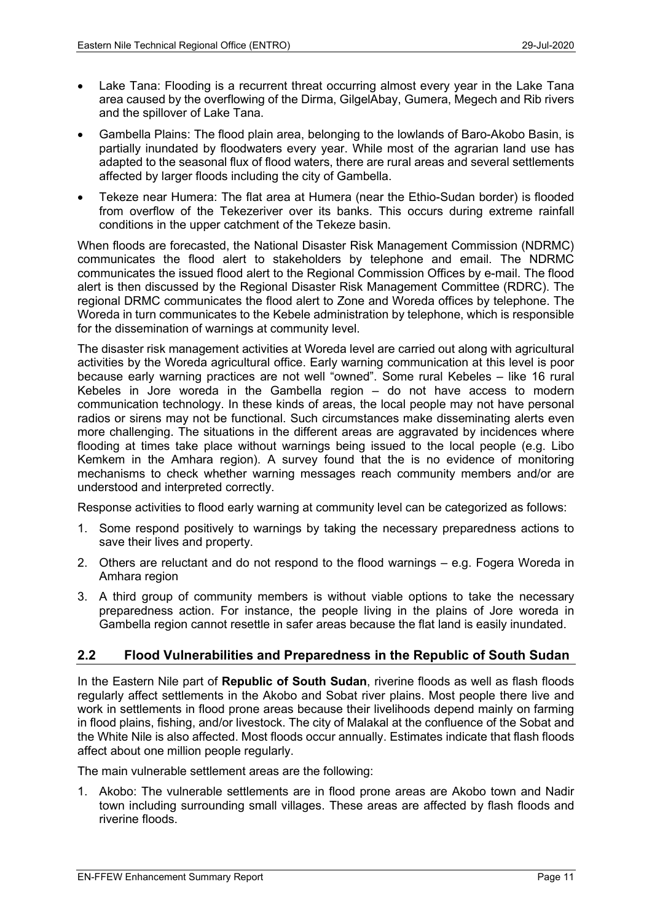- Lake Tana: Flooding is a recurrent threat occurring almost every year in the Lake Tana area caused by the overflowing of the Dirma, GilgelAbay, Gumera, Megech and Rib rivers and the spillover of Lake Tana.
- Gambella Plains: The flood plain area, belonging to the lowlands of Baro-Akobo Basin, is partially inundated by floodwaters every year. While most of the agrarian land use has adapted to the seasonal flux of flood waters, there are rural areas and several settlements affected by larger floods including the city of Gambella.
- Tekeze near Humera: The flat area at Humera (near the Ethio-Sudan border) is flooded from overflow of the Tekezeriver over its banks. This occurs during extreme rainfall conditions in the upper catchment of the Tekeze basin.

When floods are forecasted, the National Disaster Risk Management Commission (NDRMC) communicates the flood alert to stakeholders by telephone and email. The NDRMC communicates the issued flood alert to the Regional Commission Offices by e-mail. The flood alert is then discussed by the Regional Disaster Risk Management Committee (RDRC). The regional DRMC communicates the flood alert to Zone and Woreda offices by telephone. The Woreda in turn communicates to the Kebele administration by telephone, which is responsible for the dissemination of warnings at community level.

The disaster risk management activities at Woreda level are carried out along with agricultural activities by the Woreda agricultural office. Early warning communication at this level is poor because early warning practices are not well "owned". Some rural Kebeles – like 16 rural Kebeles in Jore woreda in the Gambella region – do not have access to modern communication technology. In these kinds of areas, the local people may not have personal radios or sirens may not be functional. Such circumstances make disseminating alerts even more challenging. The situations in the different areas are aggravated by incidences where flooding at times take place without warnings being issued to the local people (e.g. Libo Kemkem in the Amhara region). A survey found that the is no evidence of monitoring mechanisms to check whether warning messages reach community members and/or are understood and interpreted correctly.

Response activities to flood early warning at community level can be categorized as follows:

1. Some respond positively to warnings by taking the necessary preparedness actions to save their lives and property.
2. Others are reluctant and do not respond to the flood warnings – e.g. Fogera Woreda in Amhara region
3. A third group of community members is without viable options to take the necessary preparedness action. For instance, the people living in the plains of Jore woreda in Gambella region cannot resettle in safer areas because the flat land is easily inundated.

## 2.2 Flood Vulnerabilities and Preparedness in the Republic of South Sudan

In the Eastern Nile part of **Republic of South Sudan**, riverine floods as well as flash floods regularly affect settlements in the Akobo and Sobat river plains. Most people there live and work in settlements in flood prone areas because their livelihoods depend mainly on farming in flood plains, fishing, and/or livestock. The city of Malakal at the confluence of the Sobat and the White Nile is also affected. Most floods occur annually. Estimates indicate that flash floods affect about one million people regularly.

The main vulnerable settlement areas are the following:

1. Akobo: The vulnerable settlements are in flood prone areas are Akobo town and Nadir town including surrounding small villages. These areas are affected by flash floods and riverine floods.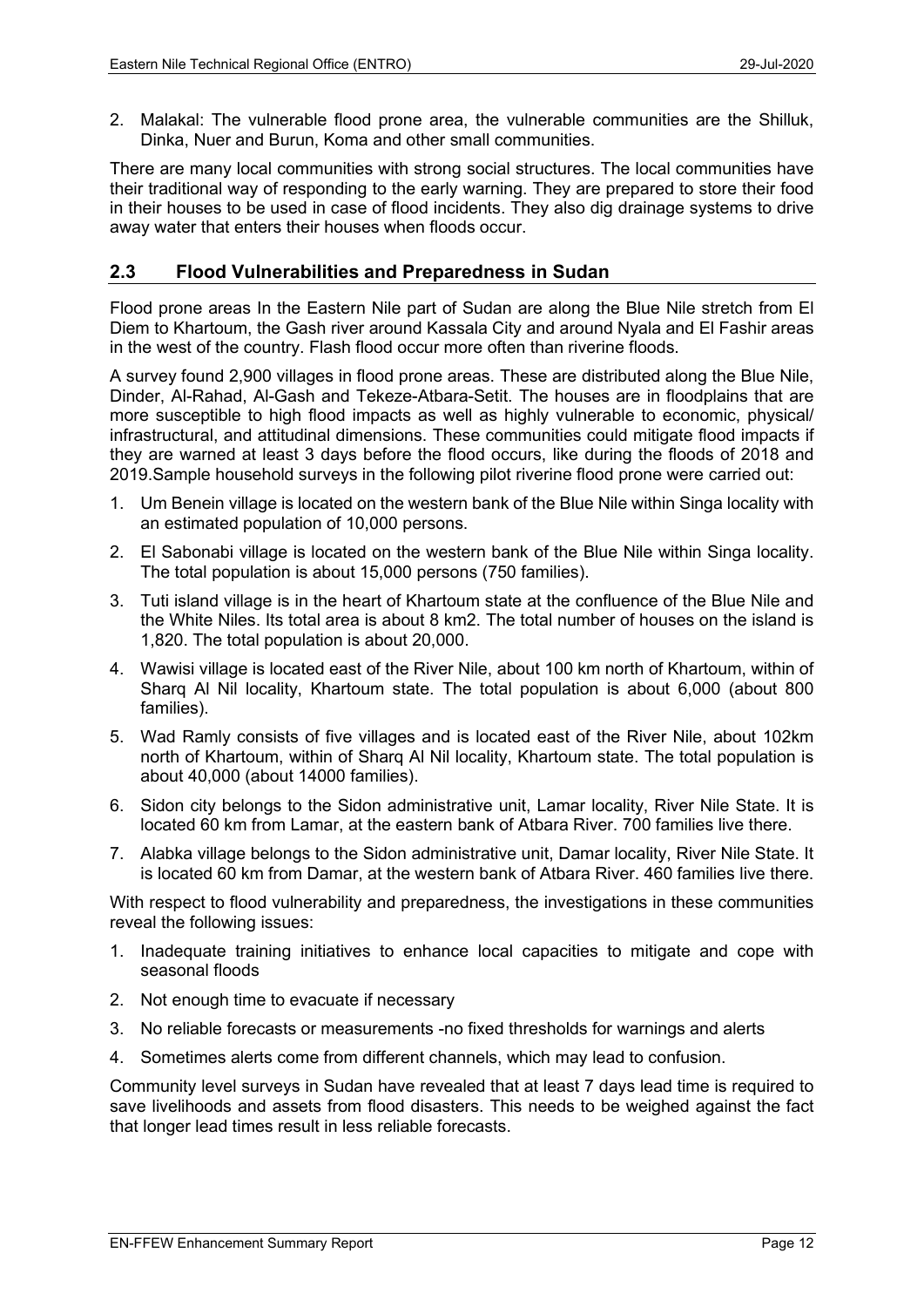2. Malakal: The vulnerable flood prone area, the vulnerable communities are the Shilluk, Dinka, Nuer and Burun, Koma and other small communities.

There are many local communities with strong social structures. The local communities have their traditional way of responding to the early warning. They are prepared to store their food in their houses to be used in case of flood incidents. They also dig drainage systems to drive away water that enters their houses when floods occur.

## 2.3 Flood Vulnerabilities and Preparedness in Sudan

Flood prone areas In the Eastern Nile part of Sudan are along the Blue Nile stretch from El Diem to Khartoum, the Gash river around Kassala City and around Nyala and El Fashir areas in the west of the country. Flash flood occur more often than riverine floods.

A survey found 2,900 villages in flood prone areas. These are distributed along the Blue Nile, Dinder, Al-Rahad, Al-Gash and Tekeze-Atbara-Setit. The houses are in floodplains that are more susceptible to high flood impacts as well as highly vulnerable to economic, physical/ infrastructural, and attitudinal dimensions. These communities could mitigate flood impacts if they are warned at least 3 days before the flood occurs, like during the floods of 2018 and 2019.Sample household surveys in the following pilot riverine flood prone were carried out:

1. Um Benein village is located on the western bank of the Blue Nile within Singa locality with an estimated population of 10,000 persons.
2. El Sabonabi village is located on the western bank of the Blue Nile within Singa locality. The total population is about 15,000 persons (750 families).
3. Tuti island village is in the heart of Khartoum state at the confluence of the Blue Nile and the White Niles. Its total area is about 8 km2. The total number of houses on the island is 1,820. The total population is about 20,000.
4. Wawisi village is located east of the River Nile, about 100 km north of Khartoum, within of Sharq Al Nil locality, Khartoum state. The total population is about 6,000 (about 800 families).
5. Wad Ramly consists of five villages and is located east of the River Nile, about 102km north of Khartoum, within of Sharq Al Nil locality, Khartoum state. The total population is about 40,000 (about 14000 families).
6. Sidon city belongs to the Sidon administrative unit, Lamar locality, River Nile State. It is located 60 km from Lamar, at the eastern bank of Atbara River. 700 families live there.
7. Alabka village belongs to the Sidon administrative unit, Damar locality, River Nile State. It is located 60 km from Damar, at the western bank of Atbara River. 460 families live there.

With respect to flood vulnerability and preparedness, the investigations in these communities reveal the following issues:

1. Inadequate training initiatives to enhance local capacities to mitigate and cope with seasonal floods
2. Not enough time to evacuate if necessary
3. No reliable forecasts or measurements -no fixed thresholds for warnings and alerts
4. Sometimes alerts come from different channels, which may lead to confusion.

Community level surveys in Sudan have revealed that at least 7 days lead time is required to save livelihoods and assets from flood disasters. This needs to be weighed against the fact that longer lead times result in less reliable forecasts.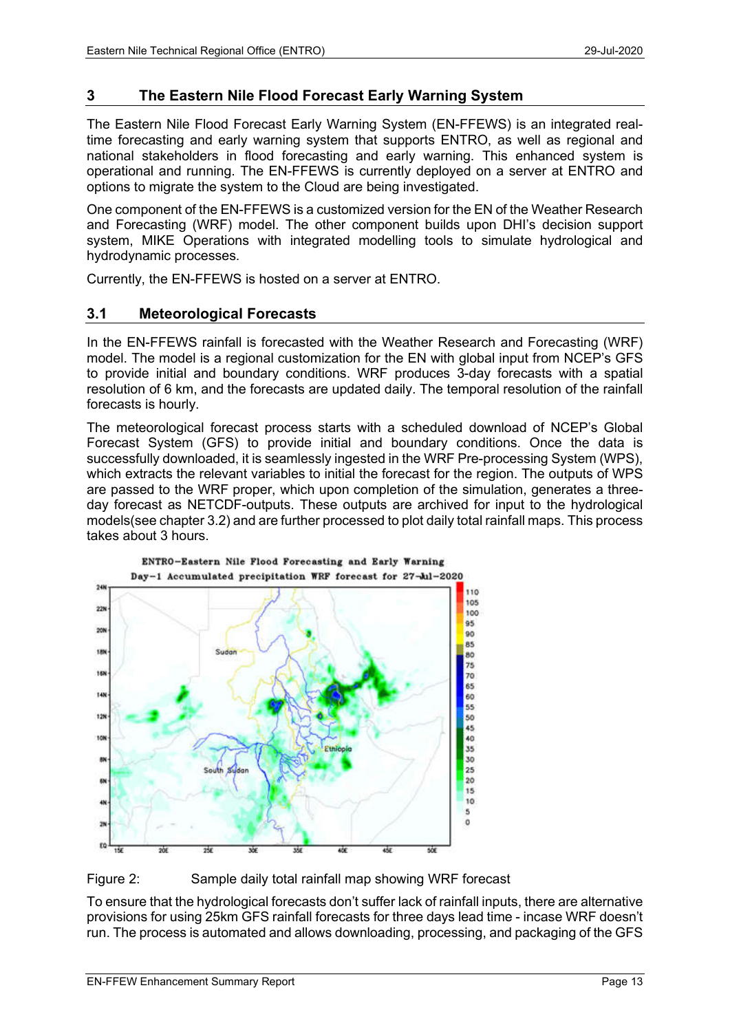## 3 The Eastern Nile Flood Forecast Early Warning System

The Eastern Nile Flood Forecast Early Warning System (EN-FFEWS) is an integrated real-time forecasting and early warning system that supports ENTRO, as well as regional and national stakeholders in flood forecasting and early warning. This enhanced system is operational and running. The EN-FFEWS is currently deployed on a server at ENTRO and options to migrate the system to the Cloud are being investigated.

One component of the EN-FFEWS is a customized version for the EN of the Weather Research and Forecasting (WRF) model. The other component builds upon DHI's decision support system, MIKE Operations with integrated modelling tools to simulate hydrological and hydrodynamic processes.

Currently, the EN-FFEWS is hosted on a server at ENTRO.

### 3.1 Meteorological Forecasts

In the EN-FFEWS rainfall is forecasted with the Weather Research and Forecasting (WRF) model. The model is a regional customization for the EN with global input from NCEP's GFS to provide initial and boundary conditions. WRF produces 3-day forecasts with a spatial resolution of 6 km, and the forecasts are updated daily. The temporal resolution of the rainfall forecasts is hourly.

The meteorological forecast process starts with a scheduled download of NCEP's Global Forecast System (GFS) to provide initial and boundary conditions. Once the data is successfully downloaded, it is seamlessly ingested in the WRF Pre-processing System (WPS), which extracts the relevant variables to initial the forecast for the region. The outputs of WPS are passed to the WRF proper, which upon completion of the simulation, generates a three-day forecast as NETCDF-outputs. These outputs are archived for input to the hydrological models(see chapter 3.2) and are further processed to plot daily total rainfall maps. This process takes about 3 hours.

Figure 2: Sample daily total rainfall map showing WRF forecast

To ensure that the hydrological forecasts don't suffer lack of rainfall inputs, there are alternative provisions for using 25km GFS rainfall forecasts for three days lead time - incase WRF doesn't run. The process is automated and allows downloading, processing, and packaging of the GFS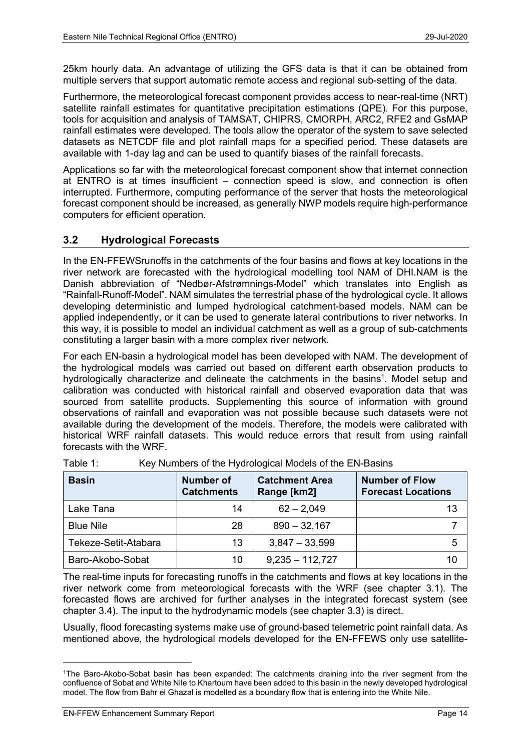25km hourly data. An advantage of utilizing the GFS data is that it can be obtained from multiple servers that support automatic remote access and regional sub-setting of the data.

Furthermore, the meteorological forecast component provides access to near-real-time (NRT) satellite rainfall estimates for quantitative precipitation estimations (QPE). For this purpose, tools for acquisition and analysis of TAMSAT, CHIPRS, CMORPH, ARC2, RFE2 and GsMAP rainfall estimates were developed. The tools allow the operator of the system to save selected datasets as NETCDF file and plot rainfall maps for a specified period. These datasets are available with 1-day lag and can be used to quantify biases of the rainfall forecasts.

Applications so far with the meteorological forecast component show that internet connection at ENTRO is at times insufficient – connection speed is slow, and connection is often interrupted. Furthermore, computing performance of the server that hosts the meteorological forecast component should be increased, as generally NWP models require high-performance computers for efficient operation.

## 3.2 Hydrological Forecasts

In the EN-FFEWSrunoffs in the catchments of the four basins and flows at key locations in the river network are forecasted with the hydrological modelling tool NAM of DHI.NAM is the Danish abbreviation of "Nedbør-Afstrømnings-Model" which translates into English as "Rainfall-Runoff-Model". NAM simulates the terrestrial phase of the hydrological cycle. It allows developing deterministic and lumped hydrological catchment-based models. NAM can be applied independently, or it can be used to generate lateral contributions to river networks. In this way, it is possible to model an individual catchment as well as a group of sub-catchments constituting a larger basin with a more complex river network.

For each EN-basin a hydrological model has been developed with NAM. The development of the hydrological models was carried out based on different earth observation products to hydrologically characterize and delineate the catchments in the basins[1]. Model setup and calibration was conducted with historical rainfall and observed evaporation data that was sourced from satellite products. Supplementing this source of information with ground observations of rainfall and evaporation was not possible because such datasets were not available during the development of the models. Therefore, the models were calibrated with historical WRF rainfall datasets. This would reduce errors that result from using rainfall forecasts with the WRF.

Table 1: Key Numbers of the Hydrological Models of the EN-Basins

| Basin | Number of Catchments | Catchment Area Range [km2] | Number of Flow Forecast Locations |
|---|---|---|---|
| Lake Tana | 14 | 62 – 2,049 | 13 |
| Blue Nile | 28 | 890 – 32,167 | 7 |
| Tekeze-Setit-Atabara | 13 | 3,847 – 33,599 | 5 |
| Baro-Akobo-Sobat | 10 | 9,235 – 112,727 | 10 |

The real-time inputs for forecasting runoffs in the catchments and flows at key locations in the river network come from meteorological forecasts with the WRF (see chapter 3.1). The forecasted flows are archived for further analyses in the integrated forecast system (see chapter 3.4). The input to the hydrodynamic models (see chapter 3.3) is direct.

Usually, flood forecasting systems make use of ground-based telemetric point rainfall data. As mentioned above, the hydrological models developed for the EN-FFEWS only use satellite-

[1]The Baro-Akobo-Sobat basin has been expanded: The catchments draining into the river segment from the confluence of Sobat and White Nile to Khartoum have been added to this basin in the newly developed hydrological model. The flow from Bahr el Ghazal is modelled as a boundary flow that is entering into the White Nile.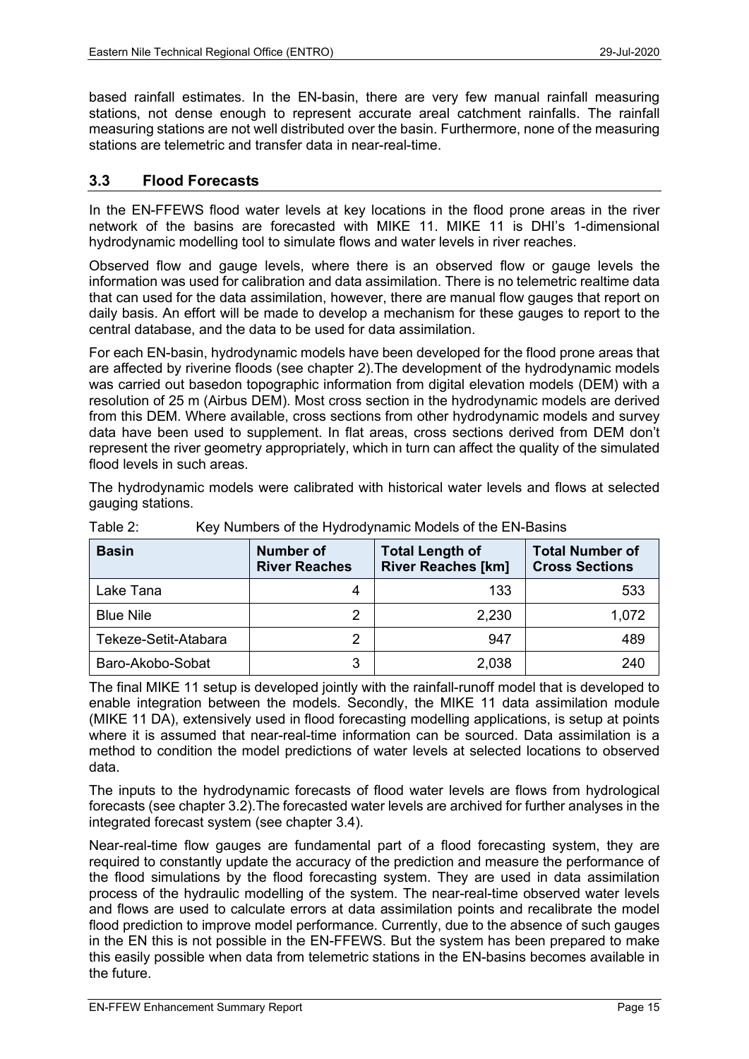based rainfall estimates. In the EN-basin, there are very few manual rainfall measuring stations, not dense enough to represent accurate areal catchment rainfalls. The rainfall measuring stations are not well distributed over the basin. Furthermore, none of the measuring stations are telemetric and transfer data in near-real-time.

## 3.3 Flood Forecasts

In the EN-FFEWS flood water levels at key locations in the flood prone areas in the river network of the basins are forecasted with MIKE 11. MIKE 11 is DHI's 1-dimensional hydrodynamic modelling tool to simulate flows and water levels in river reaches.

Observed flow and gauge levels, where there is an observed flow or gauge levels the information was used for calibration and data assimilation. There is no telemetric realtime data that can used for the data assimilation, however, there are manual flow gauges that report on daily basis. An effort will be made to develop a mechanism for these gauges to report to the central database, and the data to be used for data assimilation.

For each EN-basin, hydrodynamic models have been developed for the flood prone areas that are affected by riverine floods (see chapter 2).The development of the hydrodynamic models was carried out basedon topographic information from digital elevation models (DEM) with a resolution of 25 m (Airbus DEM). Most cross section in the hydrodynamic models are derived from this DEM. Where available, cross sections from other hydrodynamic models and survey data have been used to supplement. In flat areas, cross sections derived from DEM don't represent the river geometry appropriately, which in turn can affect the quality of the simulated flood levels in such areas.

The hydrodynamic models were calibrated with historical water levels and flows at selected gauging stations.

Table 2: Key Numbers of the Hydrodynamic Models of the EN-Basins

| Basin | Number of River Reaches | Total Length of River Reaches [km] | Total Number of Cross Sections |
|---|---|---|---|
| Lake Tana | 4 | 133 | 533 |
| Blue Nile | 2 | 2,230 | 1,072 |
| Tekeze-Setit-Atabara | 2 | 947 | 489 |
| Baro-Akobo-Sobat | 3 | 2,038 | 240 |

The final MIKE 11 setup is developed jointly with the rainfall-runoff model that is developed to enable integration between the models. Secondly, the MIKE 11 data assimilation module (MIKE 11 DA), extensively used in flood forecasting modelling applications, is setup at points where it is assumed that near-real-time information can be sourced. Data assimilation is a method to condition the model predictions of water levels at selected locations to observed data.

The inputs to the hydrodynamic forecasts of flood water levels are flows from hydrological forecasts (see chapter 3.2).The forecasted water levels are archived for further analyses in the integrated forecast system (see chapter 3.4).

Near-real-time flow gauges are fundamental part of a flood forecasting system, they are required to constantly update the accuracy of the prediction and measure the performance of the flood simulations by the flood forecasting system. They are used in data assimilation process of the hydraulic modelling of the system. The near-real-time observed water levels and flows are used to calculate errors at data assimilation points and recalibrate the model flood prediction to improve model performance. Currently, due to the absence of such gauges in the EN this is not possible in the EN-FFEWS. But the system has been prepared to make this easily possible when data from telemetric stations in the EN-basins becomes available in the future.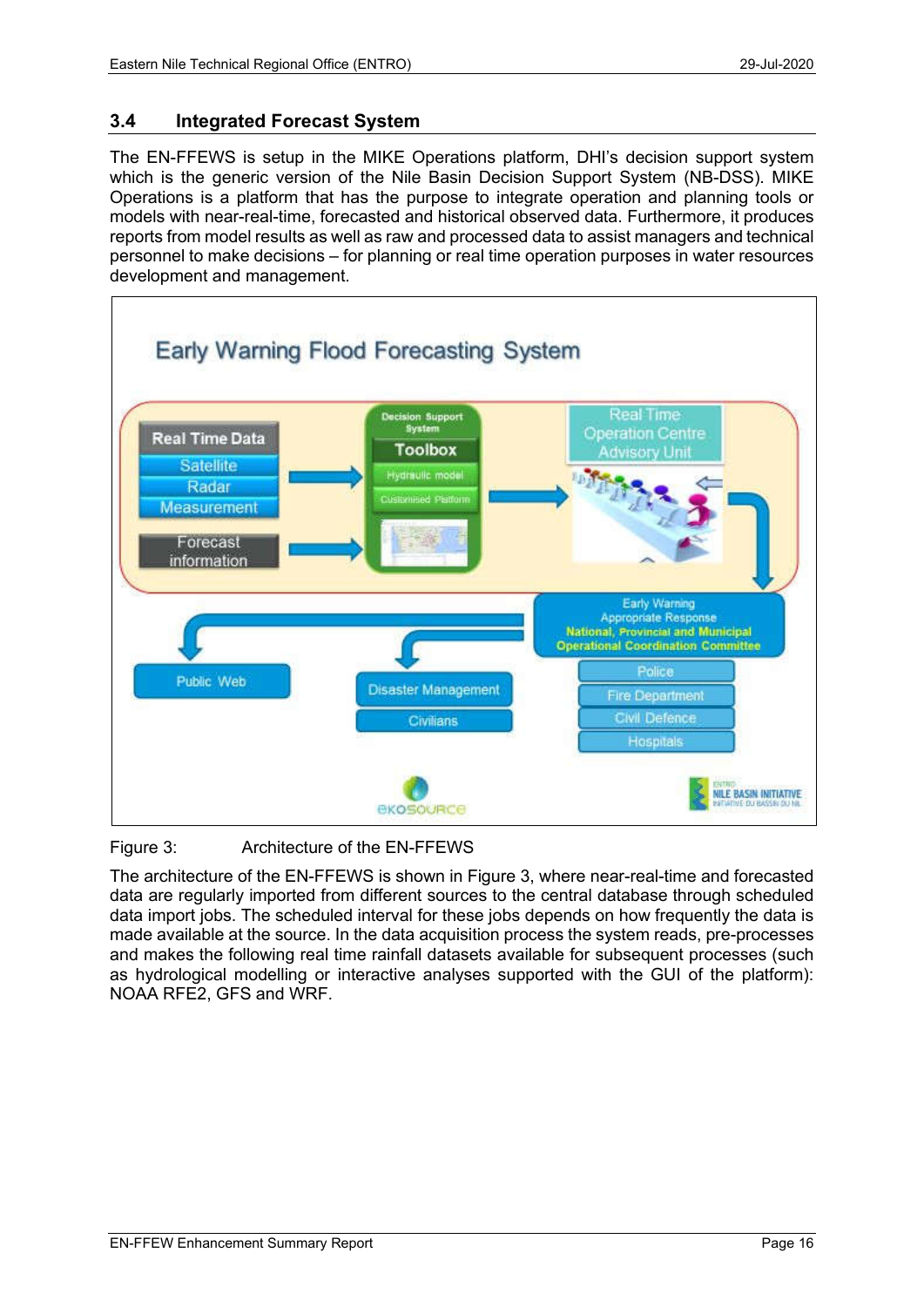## 3.4 Integrated Forecast System

The EN-FFEWS is setup in the MIKE Operations platform, DHI's decision support system which is the generic version of the Nile Basin Decision Support System (NB-DSS). MIKE Operations is a platform that has the purpose to integrate operation and planning tools or models with near-real-time, forecasted and historical observed data. Furthermore, it produces reports from model results as well as raw and processed data to assist managers and technical personnel to make decisions – for planning or real time operation purposes in water resources development and management.

Figure 3: Architecture of the EN-FFEWS

The architecture of the EN-FFEWS is shown in Figure 3, where near-real-time and forecasted data are regularly imported from different sources to the central database through scheduled data import jobs. The scheduled interval for these jobs depends on how frequently the data is made available at the source. In the data acquisition process the system reads, pre-processes and makes the following real time rainfall datasets available for subsequent processes (such as hydrological modelling or interactive analyses supported with the GUI of the platform): NOAA RFE2, GFS and WRF.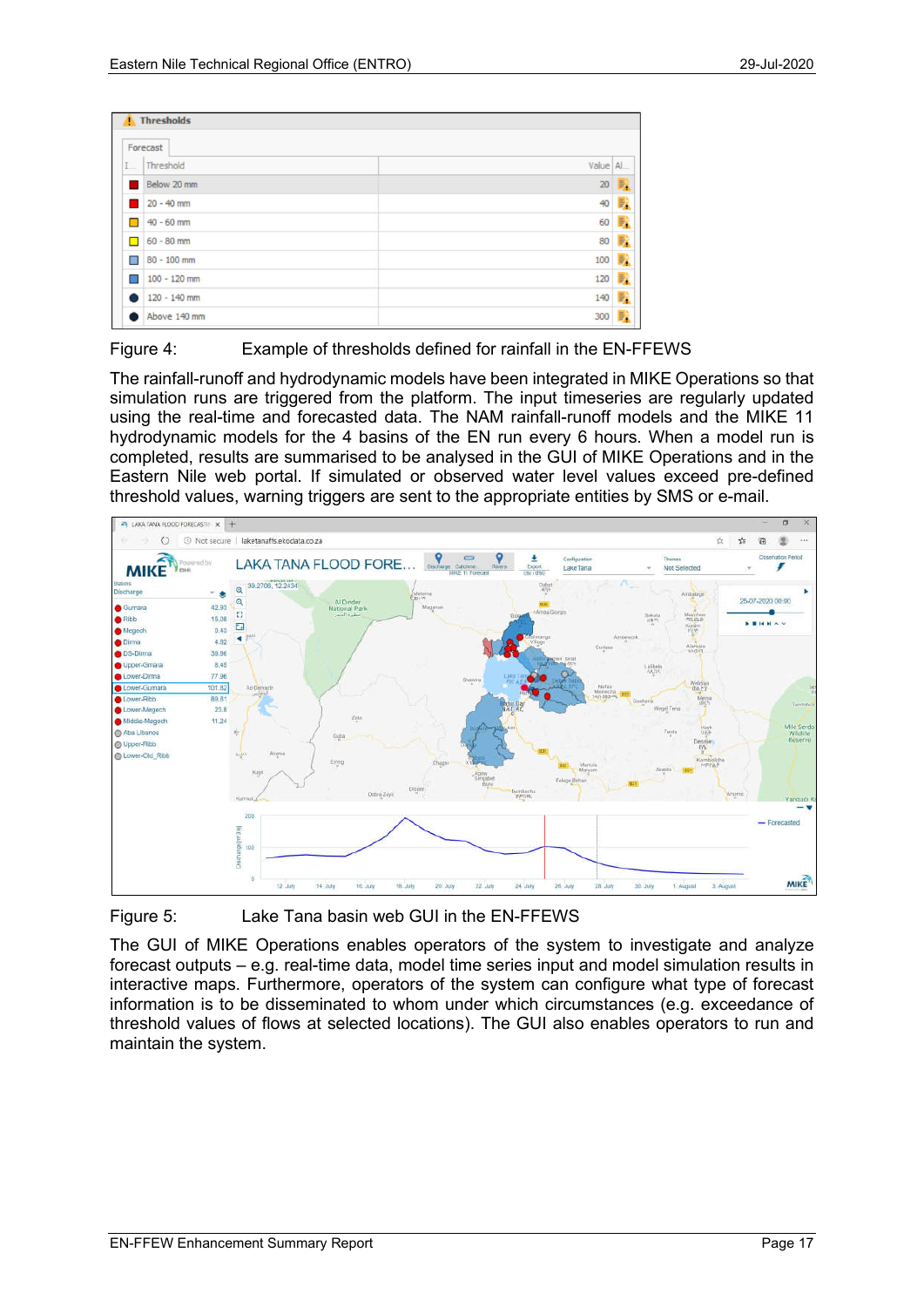| Threshold | Value |
|---|---|
| Below 20 mm | 20 |
| 20 - 40 mm | 40 |
| 40 - 60 mm | 60 |
| 60 - 80 mm | 80 |
| 80 - 100 mm | 100 |
| 100 - 120 mm | 120 |
| 120 - 140 mm | 140 |
| Above 140 mm | 300 |

Figure 4: Example of thresholds defined for rainfall in the EN-FFEWS

The rainfall-runoff and hydrodynamic models have been integrated in MIKE Operations so that simulation runs are triggered from the platform. The input timeseries are regularly updated using the real-time and forecasted data. The NAM rainfall-runoff models and the MIKE 11 hydrodynamic models for the 4 basins of the EN run every 6 hours. When a model run is completed, results are summarised to be analysed in the GUI of MIKE Operations and in the Eastern Nile web portal. If simulated or observed water level values exceed pre-defined threshold values, warning triggers are sent to the appropriate entities by SMS or e-mail.

Figure 5: Lake Tana basin web GUI in the EN-FFEWS

The GUI of MIKE Operations enables operators of the system to investigate and analyze forecast outputs – e.g. real-time data, model time series input and model simulation results in interactive maps. Furthermore, operators of the system can configure what type of forecast information is to be disseminated to whom under which circumstances (e.g. exceedance of threshold values of flows at selected locations). The GUI also enables operators to run and maintain the system.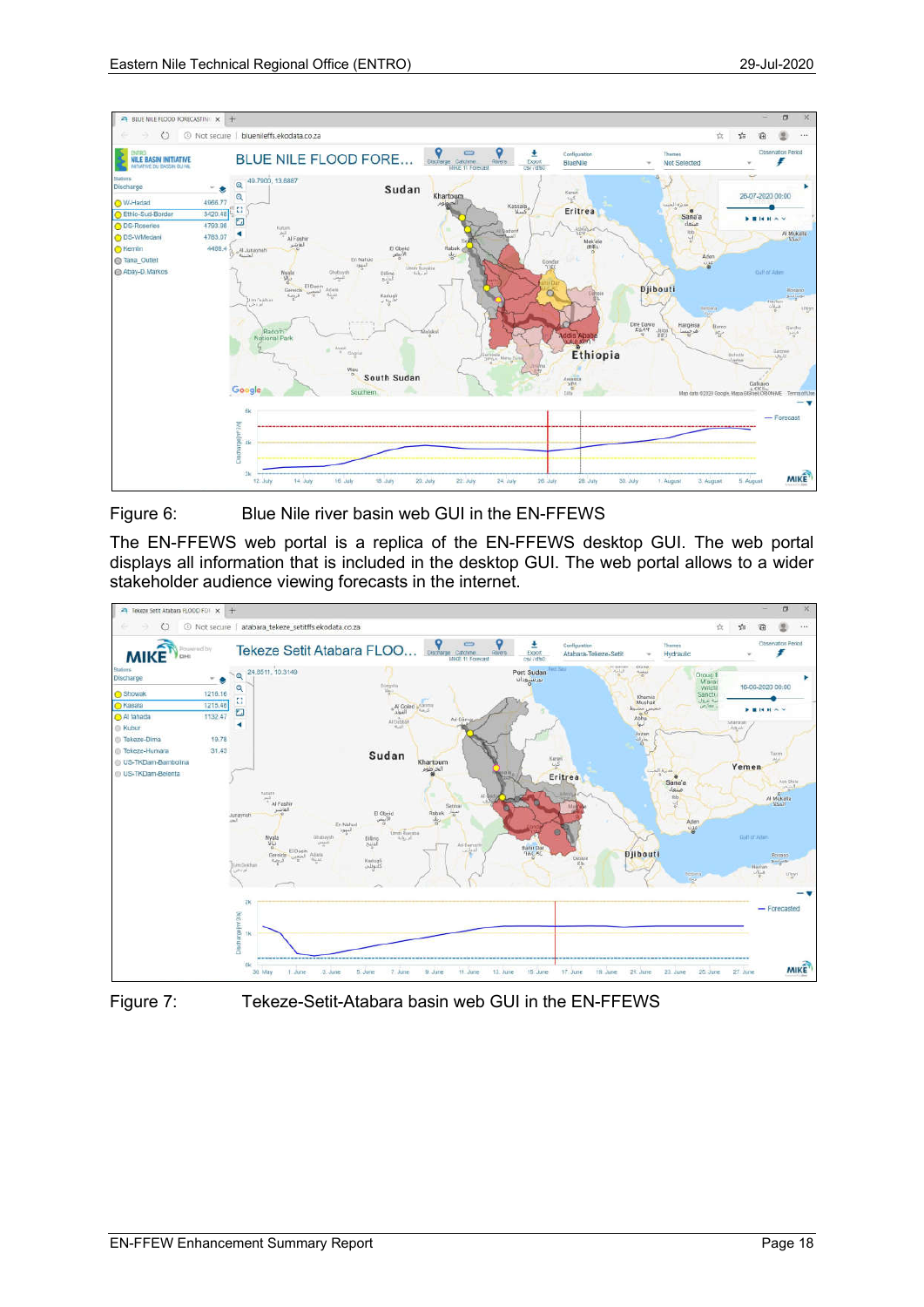Figure 6: Blue Nile river basin web GUI in the EN-FFEWS

The EN-FFEWS web portal is a replica of the EN-FFEWS desktop GUI. The web portal displays all information that is included in the desktop GUI. The web portal allows to a wider stakeholder audience viewing forecasts in the internet.

Figure 7: Tekeze-Setit-Atabara basin web GUI in the EN-FFEWS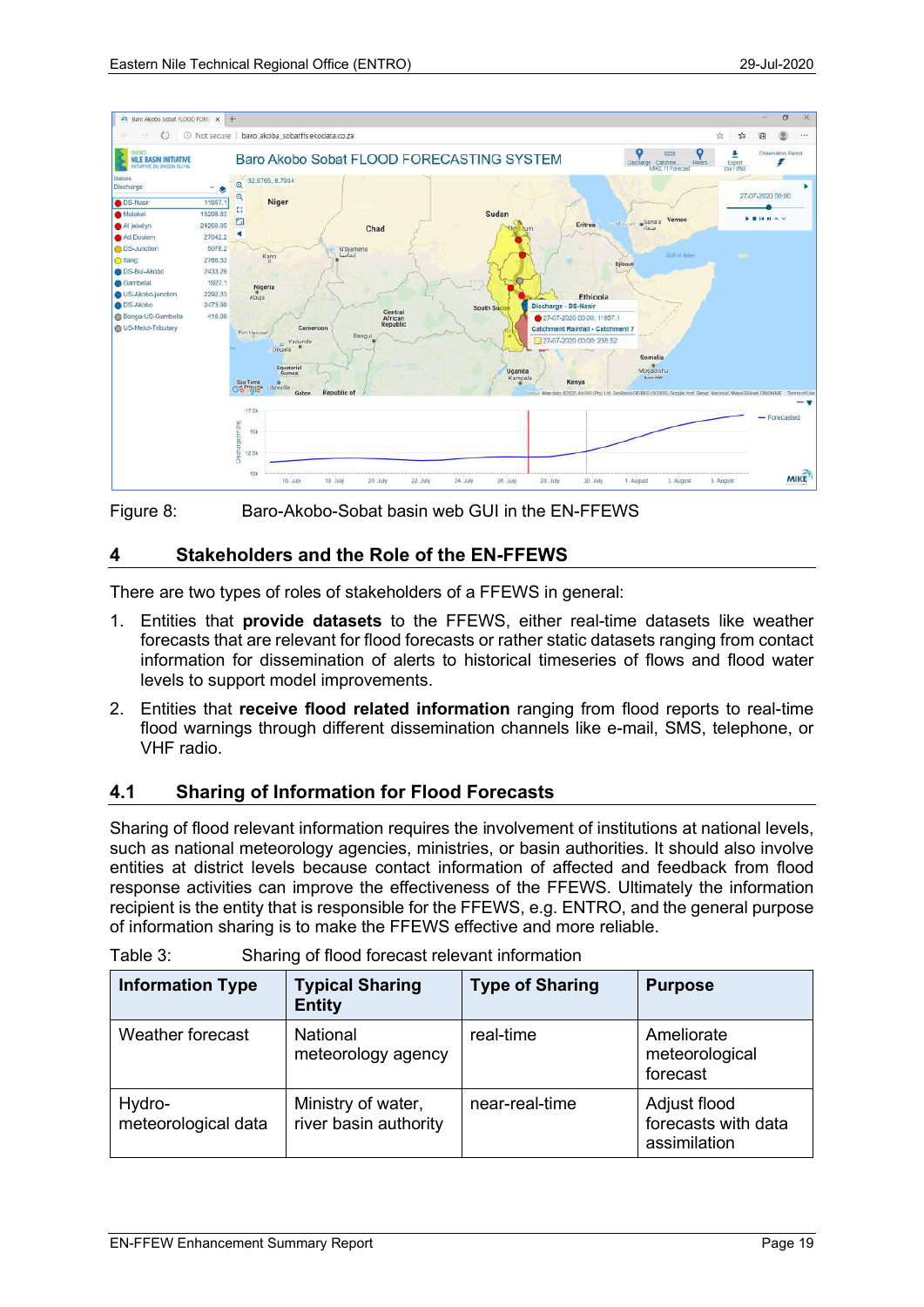Figure 8: Baro-Akobo-Sobat basin web GUI in the EN-FFEWS

## 4 Stakeholders and the Role of the EN-FFEWS

There are two types of roles of stakeholders of a FFEWS in general:

1. Entities that **provide datasets** to the FFEWS, either real-time datasets like weather forecasts that are relevant for flood forecasts or rather static datasets ranging from contact information for dissemination of alerts to historical timeseries of flows and flood water levels to support model improvements.
2. Entities that **receive flood related information** ranging from flood reports to real-time flood warnings through different dissemination channels like e-mail, SMS, telephone, or VHF radio.

### 4.1 Sharing of Information for Flood Forecasts

Sharing of flood relevant information requires the involvement of institutions at national levels, such as national meteorology agencies, ministries, or basin authorities. It should also involve entities at district levels because contact information of affected and feedback from flood response activities can improve the effectiveness of the FFEWS. Ultimately the information recipient is the entity that is responsible for the FFEWS, e.g. ENTRO, and the general purpose of information sharing is to make the FFEWS effective and more reliable.

Table 3: Sharing of flood forecast relevant information

| Information Type | Typical Sharing Entity | Type of Sharing | Purpose |
|---|---|---|---|
| Weather forecast | National meteorology agency | real-time | Ameliorate meteorological forecast |
| Hydro-meteorological data | Ministry of water, river basin authority | near-real-time | Adjust flood forecasts with data assimilation |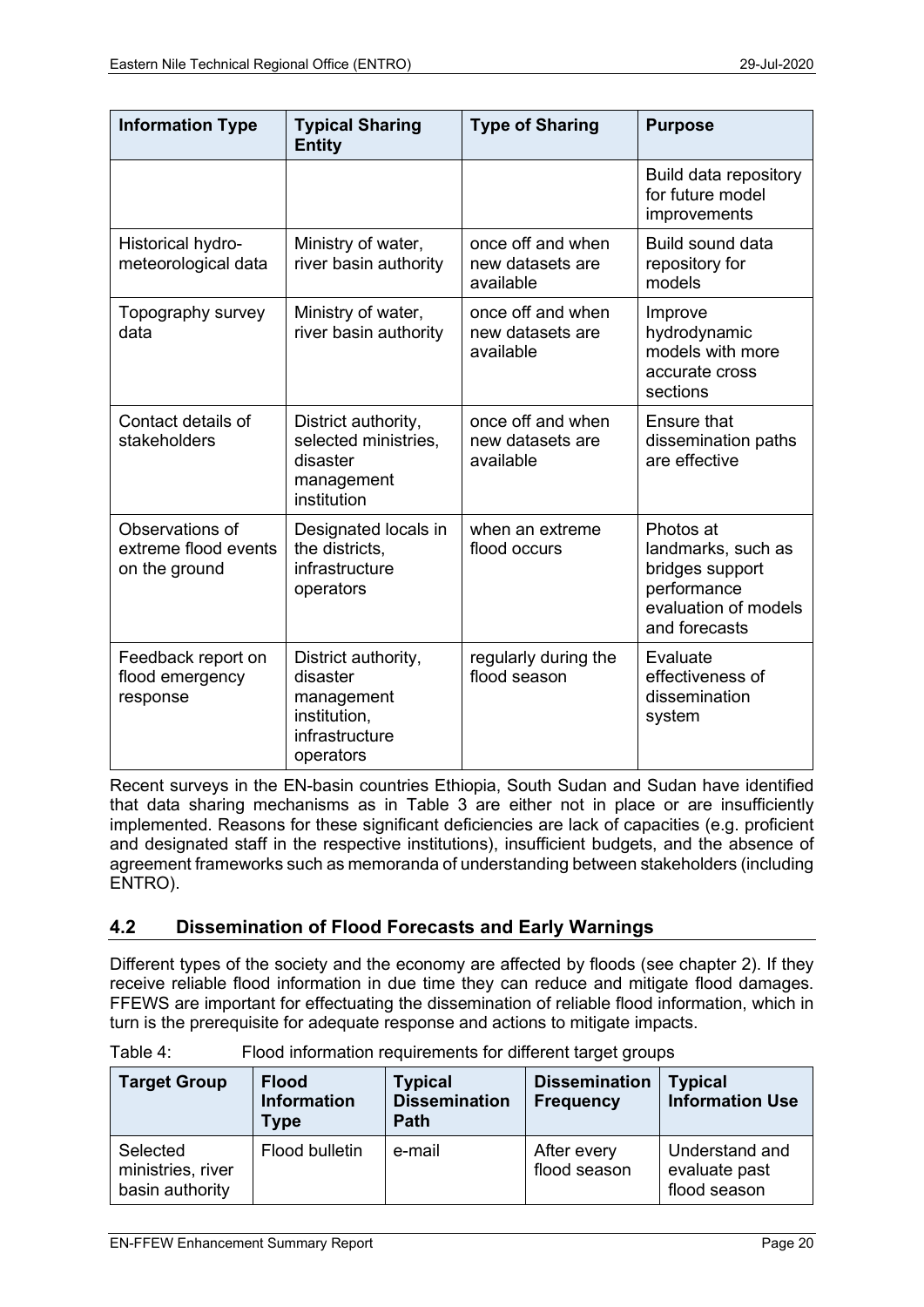| Information Type | Typical Sharing Entity | Type of Sharing | Purpose |
|---|---|---|---|
| | | | Build data repository for future model improvements |
| Historical hydro-meteorological data | Ministry of water, river basin authority | once off and when new datasets are available | Build sound data repository for models |
| Topography survey data | Ministry of water, river basin authority | once off and when new datasets are available | Improve hydrodynamic models with more accurate cross sections |
| Contact details of stakeholders | District authority, selected ministries, disaster management institution | once off and when new datasets are available | Ensure that dissemination paths are effective |
| Observations of extreme flood events on the ground | Designated locals in the districts, infrastructure operators | when an extreme flood occurs | Photos at landmarks, such as bridges support performance evaluation of models and forecasts |
| Feedback report on flood emergency response | District authority, disaster management institution, infrastructure operators | regularly during the flood season | Evaluate effectiveness of dissemination system |

Recent surveys in the EN-basin countries Ethiopia, South Sudan and Sudan have identified that data sharing mechanisms as in Table 3 are either not in place or are insufficiently implemented. Reasons for these significant deficiencies are lack of capacities (e.g. proficient and designated staff in the respective institutions), insufficient budgets, and the absence of agreement frameworks such as memoranda of understanding between stakeholders (including ENTRO).

## 4.2 Dissemination of Flood Forecasts and Early Warnings

Different types of the society and the economy are affected by floods (see chapter 2). If they receive reliable flood information in due time they can reduce and mitigate flood damages. FFEWS are important for effectuating the dissemination of reliable flood information, which in turn is the prerequisite for adequate response and actions to mitigate impacts.

Table 4: Flood information requirements for different target groups

| Target Group | Flood Information Type | Typical Dissemination Path | Dissemination Frequency | Typical Information Use |
|---|---|---|---|---|
| Selected ministries, river basin authority | Flood bulletin | e-mail | After every flood season | Understand and evaluate past flood season |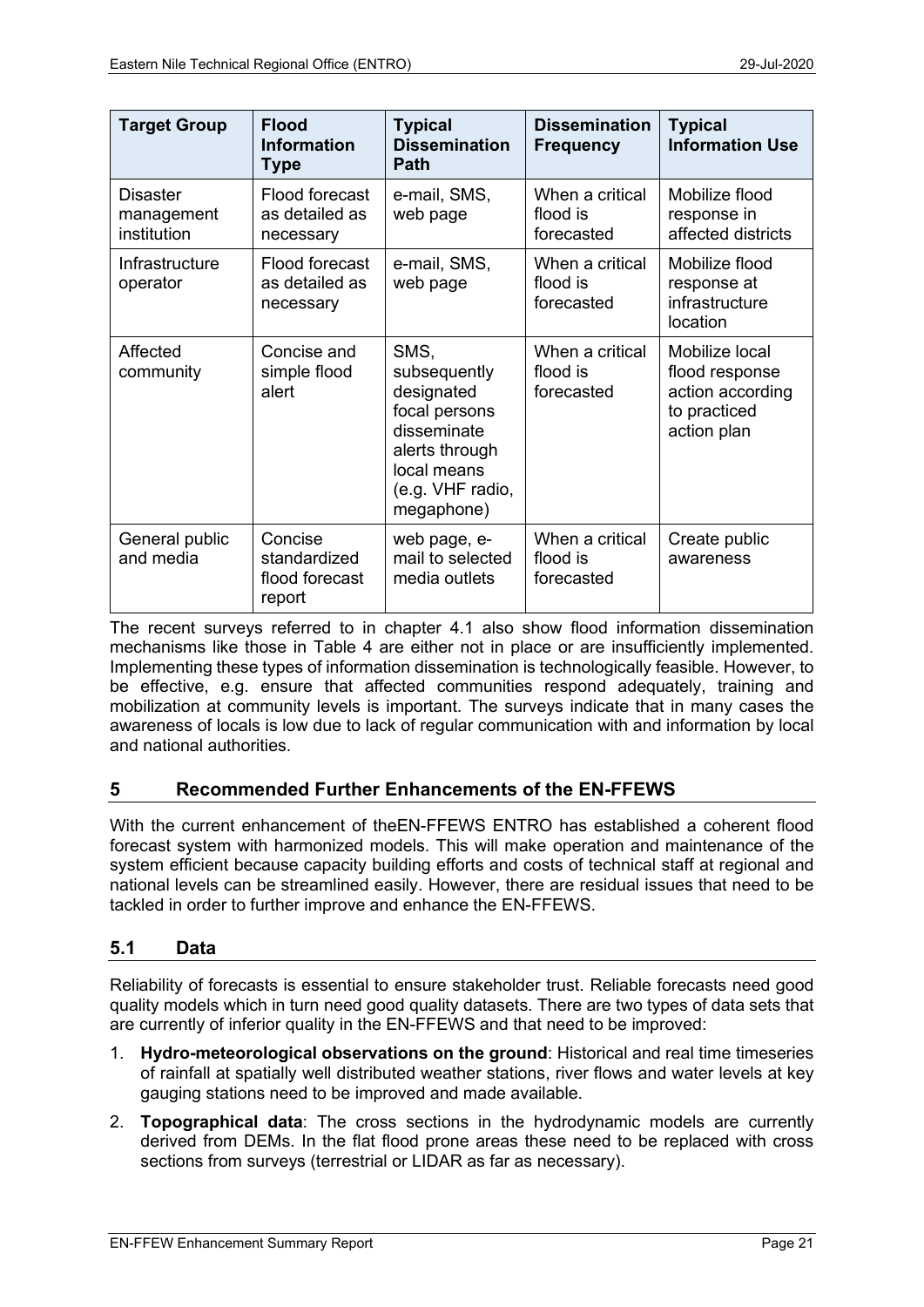| Target Group | Flood Information Type | Typical Dissemination Path | Dissemination Frequency | Typical Information Use |
|---|---|---|---|---|
| Disaster management institution | Flood forecast as detailed as necessary | e-mail, SMS, web page | When a critical flood is forecasted | Mobilize flood response in affected districts |
| Infrastructure operator | Flood forecast as detailed as necessary | e-mail, SMS, web page | When a critical flood is forecasted | Mobilize flood response at infrastructure location |
| Affected community | Concise and simple flood alert | SMS, subsequently designated focal persons disseminate alerts through local means (e.g. VHF radio, megaphone) | When a critical flood is forecasted | Mobilize local flood response action according to practiced action plan |
| General public and media | Concise standardized flood forecast report | web page, e-mail to selected media outlets | When a critical flood is forecasted | Create public awareness |

The recent surveys referred to in chapter 4.1 also show flood information dissemination mechanisms like those in Table 4 are either not in place or are insufficiently implemented. Implementing these types of information dissemination is technologically feasible. However, to be effective, e.g. ensure that affected communities respond adequately, training and mobilization at community levels is important. The surveys indicate that in many cases the awareness of locals is low due to lack of regular communication with and information by local and national authorities.

# 5 Recommended Further Enhancements of the EN-FFEWS

With the current enhancement of theEN-FFEWS ENTRO has established a coherent flood forecast system with harmonized models. This will make operation and maintenance of the system efficient because capacity building efforts and costs of technical staff at regional and national levels can be streamlined easily. However, there are residual issues that need to be tackled in order to further improve and enhance the EN-FFEWS.

## 5.1 Data

Reliability of forecasts is essential to ensure stakeholder trust. Reliable forecasts need good quality models which in turn need good quality datasets. There are two types of data sets that are currently of inferior quality in the EN-FFEWS and that need to be improved:

1. **Hydro-meteorological observations on the ground**: Historical and real time timeseries of rainfall at spatially well distributed weather stations, river flows and water levels at key gauging stations need to be improved and made available.
2. **Topographical data**: The cross sections in the hydrodynamic models are currently derived from DEMs. In the flat flood prone areas these need to be replaced with cross sections from surveys (terrestrial or LIDAR as far as necessary).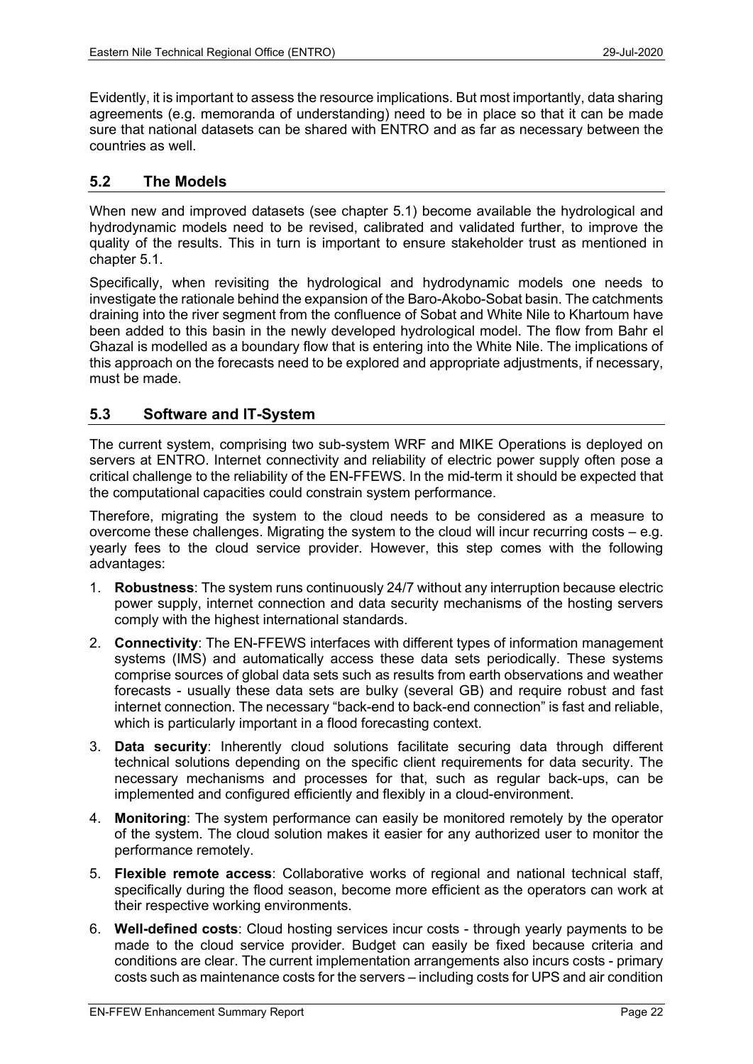Evidently, it is important to assess the resource implications. But most importantly, data sharing agreements (e.g. memoranda of understanding) need to be in place so that it can be made sure that national datasets can be shared with ENTRO and as far as necessary between the countries as well.

## 5.2 The Models

When new and improved datasets (see chapter 5.1) become available the hydrological and hydrodynamic models need to be revised, calibrated and validated further, to improve the quality of the results. This in turn is important to ensure stakeholder trust as mentioned in chapter 5.1.

Specifically, when revisiting the hydrological and hydrodynamic models one needs to investigate the rationale behind the expansion of the Baro-Akobo-Sobat basin. The catchments draining into the river segment from the confluence of Sobat and White Nile to Khartoum have been added to this basin in the newly developed hydrological model. The flow from Bahr el Ghazal is modelled as a boundary flow that is entering into the White Nile. The implications of this approach on the forecasts need to be explored and appropriate adjustments, if necessary, must be made.

## 5.3 Software and IT-System

The current system, comprising two sub-system WRF and MIKE Operations is deployed on servers at ENTRO. Internet connectivity and reliability of electric power supply often pose a critical challenge to the reliability of the EN-FFEWS. In the mid-term it should be expected that the computational capacities could constrain system performance.

Therefore, migrating the system to the cloud needs to be considered as a measure to overcome these challenges. Migrating the system to the cloud will incur recurring costs – e.g. yearly fees to the cloud service provider. However, this step comes with the following advantages:

1. **Robustness**: The system runs continuously 24/7 without any interruption because electric power supply, internet connection and data security mechanisms of the hosting servers comply with the highest international standards.
2. **Connectivity**: The EN-FFEWS interfaces with different types of information management systems (IMS) and automatically access these data sets periodically. These systems comprise sources of global data sets such as results from earth observations and weather forecasts - usually these data sets are bulky (several GB) and require robust and fast internet connection. The necessary "back-end to back-end connection" is fast and reliable, which is particularly important in a flood forecasting context.
3. **Data security**: Inherently cloud solutions facilitate securing data through different technical solutions depending on the specific client requirements for data security. The necessary mechanisms and processes for that, such as regular back-ups, can be implemented and configured efficiently and flexibly in a cloud-environment.
4. **Monitoring**: The system performance can easily be monitored remotely by the operator of the system. The cloud solution makes it easier for any authorized user to monitor the performance remotely.
5. **Flexible remote access**: Collaborative works of regional and national technical staff, specifically during the flood season, become more efficient as the operators can work at their respective working environments.
6. **Well-defined costs**: Cloud hosting services incur costs - through yearly payments to be made to the cloud service provider. Budget can easily be fixed because criteria and conditions are clear. The current implementation arrangements also incurs costs - primary costs such as maintenance costs for the servers – including costs for UPS and air condition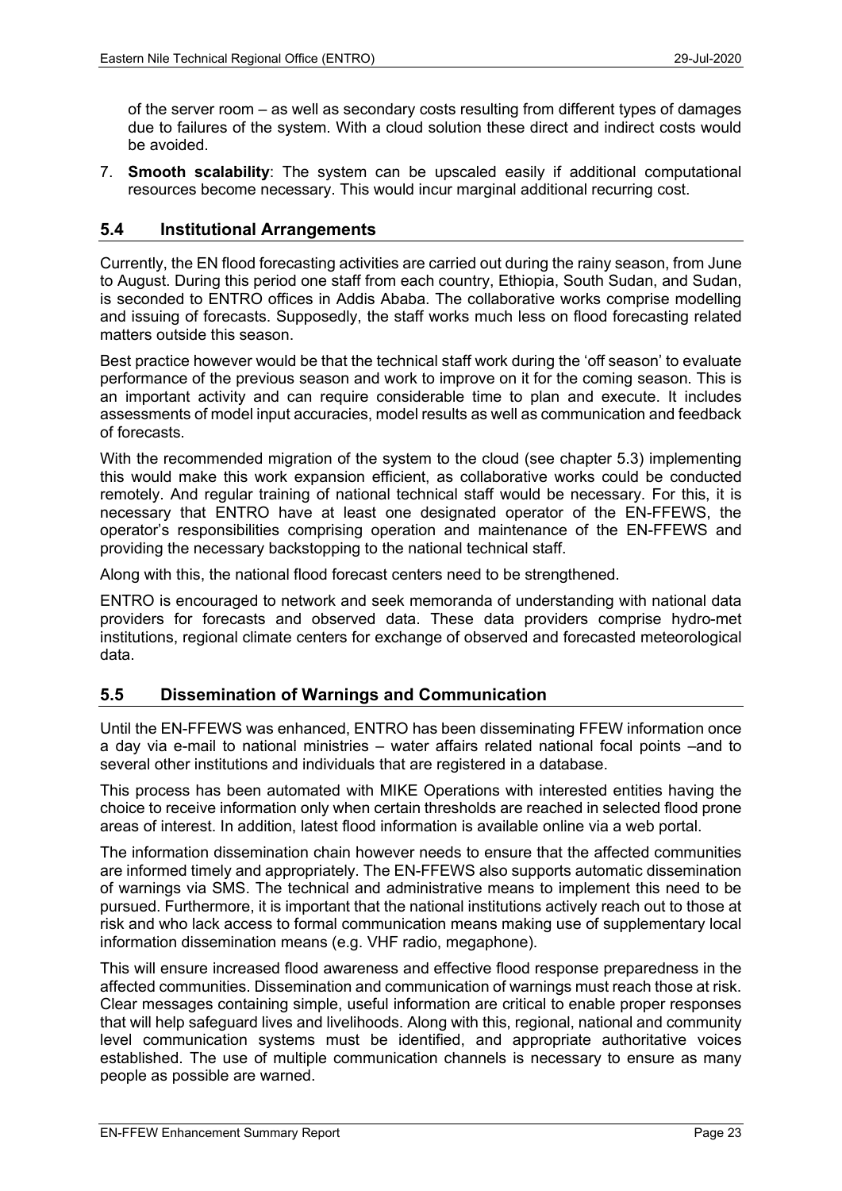of the server room – as well as secondary costs resulting from different types of damages due to failures of the system. With a cloud solution these direct and indirect costs would be avoided.

7. **Smooth scalability**: The system can be upscaled easily if additional computational resources become necessary. This would incur marginal additional recurring cost.

## 5.4 Institutional Arrangements

Currently, the EN flood forecasting activities are carried out during the rainy season, from June to August. During this period one staff from each country, Ethiopia, South Sudan, and Sudan, is seconded to ENTRO offices in Addis Ababa. The collaborative works comprise modelling and issuing of forecasts. Supposedly, the staff works much less on flood forecasting related matters outside this season.

Best practice however would be that the technical staff work during the 'off season' to evaluate performance of the previous season and work to improve on it for the coming season. This is an important activity and can require considerable time to plan and execute. It includes assessments of model input accuracies, model results as well as communication and feedback of forecasts.

With the recommended migration of the system to the cloud (see chapter 5.3) implementing this would make this work expansion efficient, as collaborative works could be conducted remotely. And regular training of national technical staff would be necessary. For this, it is necessary that ENTRO have at least one designated operator of the EN-FFEWS, the operator's responsibilities comprising operation and maintenance of the EN-FFEWS and providing the necessary backstopping to the national technical staff.

Along with this, the national flood forecast centers need to be strengthened.

ENTRO is encouraged to network and seek memoranda of understanding with national data providers for forecasts and observed data. These data providers comprise hydro-met institutions, regional climate centers for exchange of observed and forecasted meteorological data.

## 5.5 Dissemination of Warnings and Communication

Until the EN-FFEWS was enhanced, ENTRO has been disseminating FFEW information once a day via e-mail to national ministries – water affairs related national focal points –and to several other institutions and individuals that are registered in a database.

This process has been automated with MIKE Operations with interested entities having the choice to receive information only when certain thresholds are reached in selected flood prone areas of interest. In addition, latest flood information is available online via a web portal.

The information dissemination chain however needs to ensure that the affected communities are informed timely and appropriately. The EN-FFEWS also supports automatic dissemination of warnings via SMS. The technical and administrative means to implement this need to be pursued. Furthermore, it is important that the national institutions actively reach out to those at risk and who lack access to formal communication means making use of supplementary local information dissemination means (e.g. VHF radio, megaphone).

This will ensure increased flood awareness and effective flood response preparedness in the affected communities. Dissemination and communication of warnings must reach those at risk. Clear messages containing simple, useful information are critical to enable proper responses that will help safeguard lives and livelihoods. Along with this, regional, national and community level communication systems must be identified, and appropriate authoritative voices established. The use of multiple communication channels is necessary to ensure as many people as possible are warned.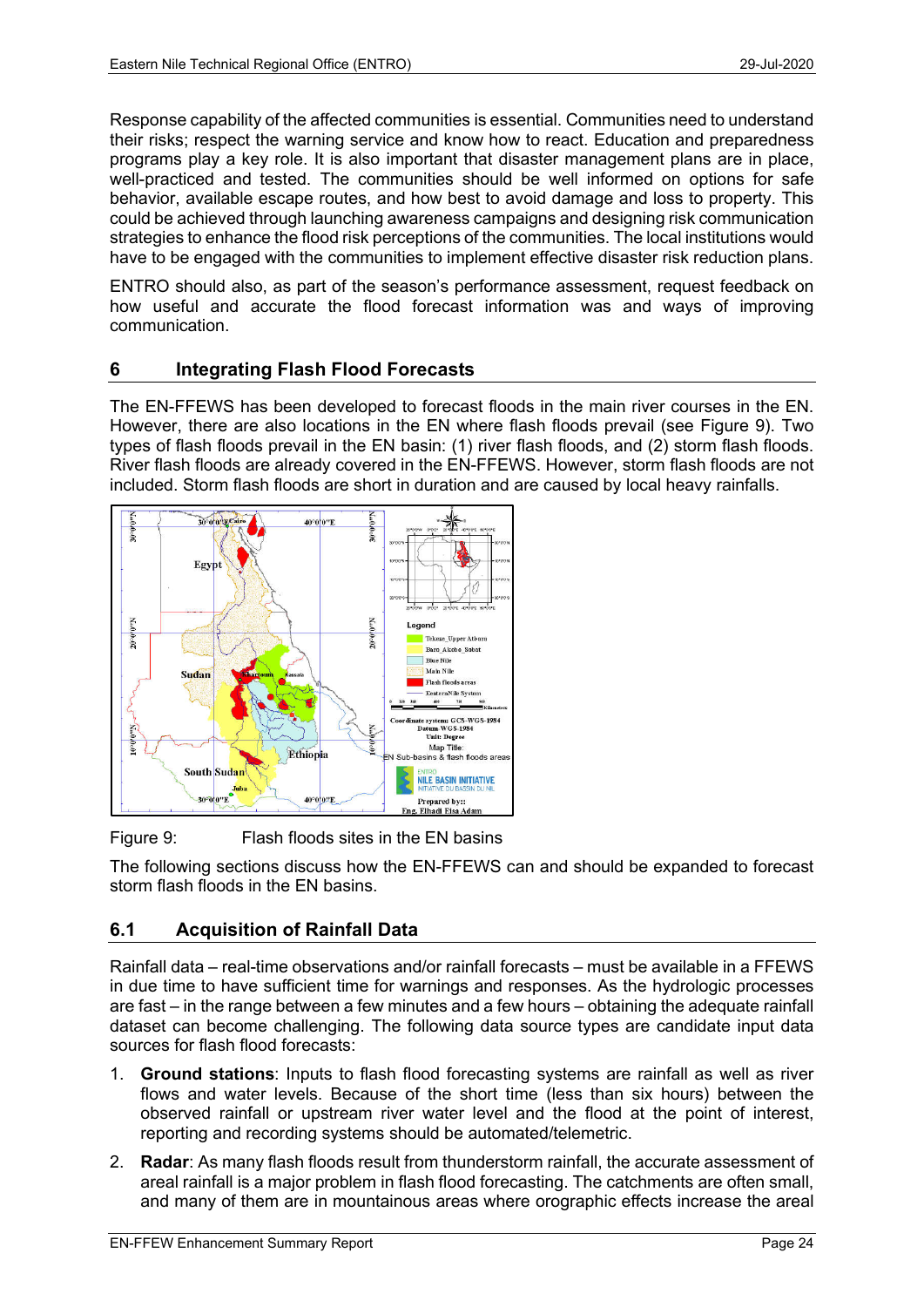Response capability of the affected communities is essential. Communities need to understand their risks; respect the warning service and know how to react. Education and preparedness programs play a key role. It is also important that disaster management plans are in place, well-practiced and tested. The communities should be well informed on options for safe behavior, available escape routes, and how best to avoid damage and loss to property. This could be achieved through launching awareness campaigns and designing risk communication strategies to enhance the flood risk perceptions of the communities. The local institutions would have to be engaged with the communities to implement effective disaster risk reduction plans.

ENTRO should also, as part of the season's performance assessment, request feedback on how useful and accurate the flood forecast information was and ways of improving communication.

## 6 Integrating Flash Flood Forecasts

The EN-FFEWS has been developed to forecast floods in the main river courses in the EN. However, there are also locations in the EN where flash floods prevail (see Figure 9). Two types of flash floods prevail in the EN basin: (1) river flash floods, and (2) storm flash floods. River flash floods are already covered in the EN-FFEWS. However, storm flash floods are not included. Storm flash floods are short in duration and are caused by local heavy rainfalls.

Figure 9: Flash floods sites in the EN basins

The following sections discuss how the EN-FFEWS can and should be expanded to forecast storm flash floods in the EN basins.

### 6.1 Acquisition of Rainfall Data

Rainfall data – real-time observations and/or rainfall forecasts – must be available in a FFEWS in due time to have sufficient time for warnings and responses. As the hydrologic processes are fast – in the range between a few minutes and a few hours – obtaining the adequate rainfall dataset can become challenging. The following data source types are candidate input data sources for flash flood forecasts:

1. **Ground stations**: Inputs to flash flood forecasting systems are rainfall as well as river flows and water levels. Because of the short time (less than six hours) between the observed rainfall or upstream river water level and the flood at the point of interest, reporting and recording systems should be automated/telemetric.
2. **Radar**: As many flash floods result from thunderstorm rainfall, the accurate assessment of areal rainfall is a major problem in flash flood forecasting. The catchments are often small, and many of them are in mountainous areas where orographic effects increase the areal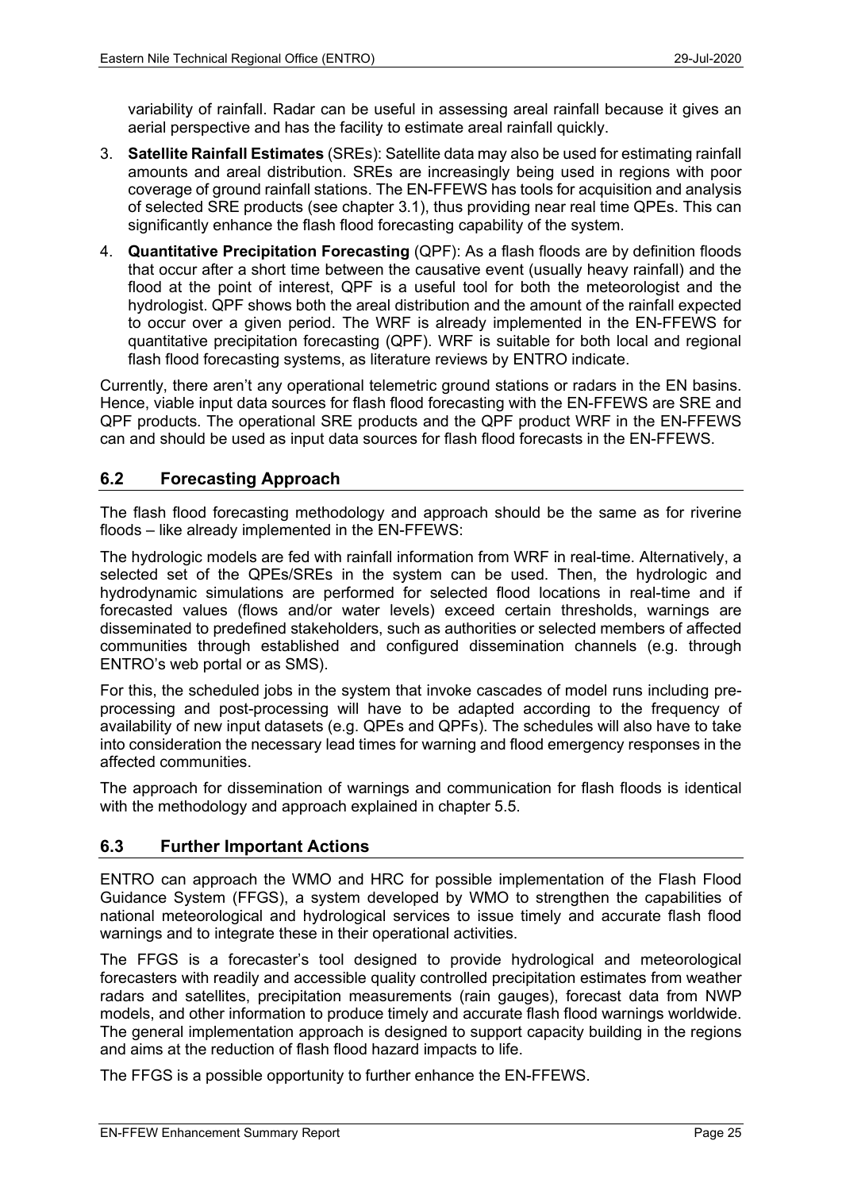variability of rainfall. Radar can be useful in assessing areal rainfall because it gives an aerial perspective and has the facility to estimate areal rainfall quickly.

3. **Satellite Rainfall Estimates** (SREs): Satellite data may also be used for estimating rainfall amounts and areal distribution. SREs are increasingly being used in regions with poor coverage of ground rainfall stations. The EN-FFEWS has tools for acquisition and analysis of selected SRE products (see chapter 3.1), thus providing near real time QPEs. This can significantly enhance the flash flood forecasting capability of the system.
4. **Quantitative Precipitation Forecasting** (QPF): As a flash floods are by definition floods that occur after a short time between the causative event (usually heavy rainfall) and the flood at the point of interest, QPF is a useful tool for both the meteorologist and the hydrologist. QPF shows both the areal distribution and the amount of the rainfall expected to occur over a given period. The WRF is already implemented in the EN-FFEWS for quantitative precipitation forecasting (QPF). WRF is suitable for both local and regional flash flood forecasting systems, as literature reviews by ENTRO indicate.

Currently, there aren't any operational telemetric ground stations or radars in the EN basins. Hence, viable input data sources for flash flood forecasting with the EN-FFEWS are SRE and QPF products. The operational SRE products and the QPF product WRF in the EN-FFEWS can and should be used as input data sources for flash flood forecasts in the EN-FFEWS.

## 6.2 Forecasting Approach

The flash flood forecasting methodology and approach should be the same as for riverine floods – like already implemented in the EN-FFEWS:

The hydrologic models are fed with rainfall information from WRF in real-time. Alternatively, a selected set of the QPEs/SREs in the system can be used. Then, the hydrologic and hydrodynamic simulations are performed for selected flood locations in real-time and if forecasted values (flows and/or water levels) exceed certain thresholds, warnings are disseminated to predefined stakeholders, such as authorities or selected members of affected communities through established and configured dissemination channels (e.g. through ENTRO's web portal or as SMS).

For this, the scheduled jobs in the system that invoke cascades of model runs including pre-processing and post-processing will have to be adapted according to the frequency of availability of new input datasets (e.g. QPEs and QPFs). The schedules will also have to take into consideration the necessary lead times for warning and flood emergency responses in the affected communities.

The approach for dissemination of warnings and communication for flash floods is identical with the methodology and approach explained in chapter 5.5.

## 6.3 Further Important Actions

ENTRO can approach the WMO and HRC for possible implementation of the Flash Flood Guidance System (FFGS), a system developed by WMO to strengthen the capabilities of national meteorological and hydrological services to issue timely and accurate flash flood warnings and to integrate these in their operational activities.

The FFGS is a forecaster's tool designed to provide hydrological and meteorological forecasters with readily and accessible quality controlled precipitation estimates from weather radars and satellites, precipitation measurements (rain gauges), forecast data from NWP models, and other information to produce timely and accurate flash flood warnings worldwide. The general implementation approach is designed to support capacity building in the regions and aims at the reduction of flash flood hazard impacts to life.

The FFGS is a possible opportunity to further enhance the EN-FFEWS.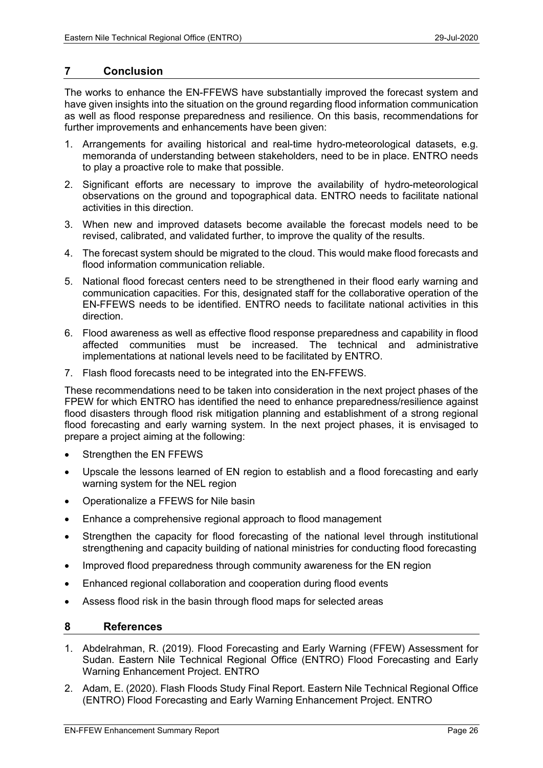## 7 Conclusion

The works to enhance the EN-FFEWS have substantially improved the forecast system and have given insights into the situation on the ground regarding flood information communication as well as flood response preparedness and resilience. On this basis, recommendations for further improvements and enhancements have been given:

1. Arrangements for availing historical and real-time hydro-meteorological datasets, e.g. memoranda of understanding between stakeholders, need to be in place. ENTRO needs to play a proactive role to make that possible.
2. Significant efforts are necessary to improve the availability of hydro-meteorological observations on the ground and topographical data. ENTRO needs to facilitate national activities in this direction.
3. When new and improved datasets become available the forecast models need to be revised, calibrated, and validated further, to improve the quality of the results.
4. The forecast system should be migrated to the cloud. This would make flood forecasts and flood information communication reliable.
5. National flood forecast centers need to be strengthened in their flood early warning and communication capacities. For this, designated staff for the collaborative operation of the EN-FFEWS needs to be identified. ENTRO needs to facilitate national activities in this direction.
6. Flood awareness as well as effective flood response preparedness and capability in flood affected communities must be increased. The technical and administrative implementations at national levels need to be facilitated by ENTRO.
7. Flash flood forecasts need to be integrated into the EN-FFEWS.

These recommendations need to be taken into consideration in the next project phases of the FPEW for which ENTRO has identified the need to enhance preparedness/resilience against flood disasters through flood risk mitigation planning and establishment of a strong regional flood forecasting and early warning system. In the next project phases, it is envisaged to prepare a project aiming at the following:

- Strengthen the EN FFEWS
- Upscale the lessons learned of EN region to establish and a flood forecasting and early warning system for the NEL region
- Operationalize a FFEWS for Nile basin
- Enhance a comprehensive regional approach to flood management
- Strengthen the capacity for flood forecasting of the national level through institutional strengthening and capacity building of national ministries for conducting flood forecasting
- Improved flood preparedness through community awareness for the EN region
- Enhanced regional collaboration and cooperation during flood events
- Assess flood risk in the basin through flood maps for selected areas

## 8 References

1. Abdelrahman, R. (2019). Flood Forecasting and Early Warning (FFEW) Assessment for Sudan. Eastern Nile Technical Regional Office (ENTRO) Flood Forecasting and Early Warning Enhancement Project. ENTRO
2. Adam, E. (2020). Flash Floods Study Final Report. Eastern Nile Technical Regional Office (ENTRO) Flood Forecasting and Early Warning Enhancement Project. ENTRO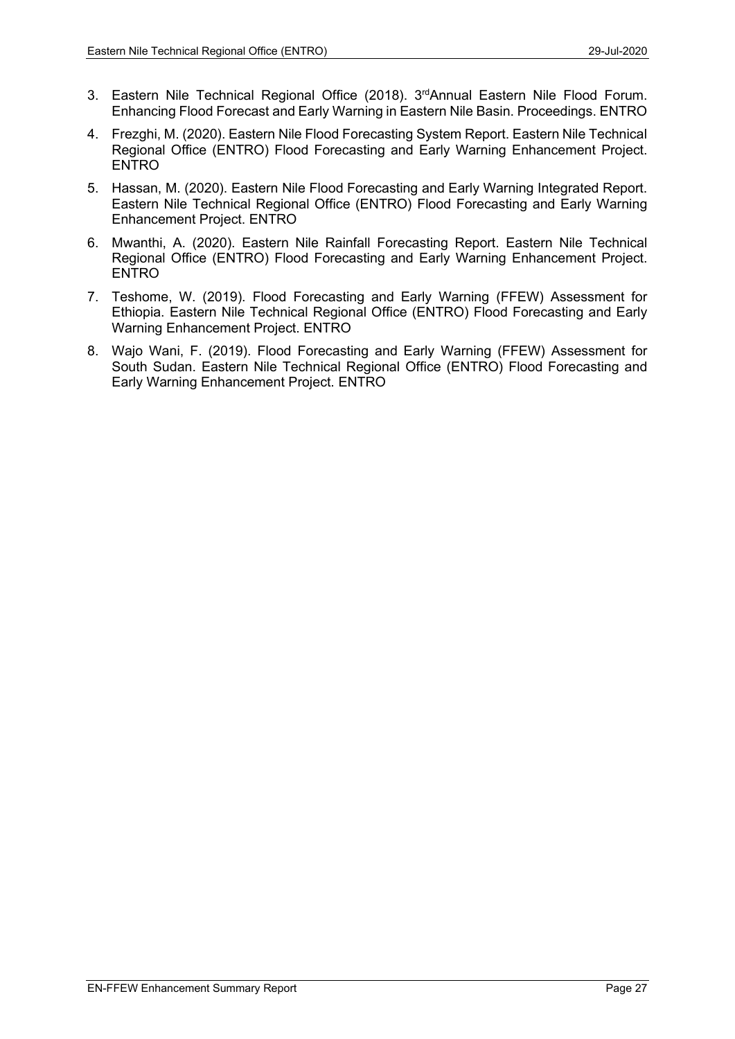3. Eastern Nile Technical Regional Office (2018). 3rdAnnual Eastern Nile Flood Forum. Enhancing Flood Forecast and Early Warning in Eastern Nile Basin. Proceedings. ENTRO
4. Frezghi, M. (2020). Eastern Nile Flood Forecasting System Report. Eastern Nile Technical Regional Office (ENTRO) Flood Forecasting and Early Warning Enhancement Project. ENTRO
5. Hassan, M. (2020). Eastern Nile Flood Forecasting and Early Warning Integrated Report. Eastern Nile Technical Regional Office (ENTRO) Flood Forecasting and Early Warning Enhancement Project. ENTRO
6. Mwanthi, A. (2020). Eastern Nile Rainfall Forecasting Report. Eastern Nile Technical Regional Office (ENTRO) Flood Forecasting and Early Warning Enhancement Project. ENTRO
7. Teshome, W. (2019). Flood Forecasting and Early Warning (FFEW) Assessment for Ethiopia. Eastern Nile Technical Regional Office (ENTRO) Flood Forecasting and Early Warning Enhancement Project. ENTRO
8. Wajo Wani, F. (2019). Flood Forecasting and Early Warning (FFEW) Assessment for South Sudan. Eastern Nile Technical Regional Office (ENTRO) Flood Forecasting and Early Warning Enhancement Project. ENTRO